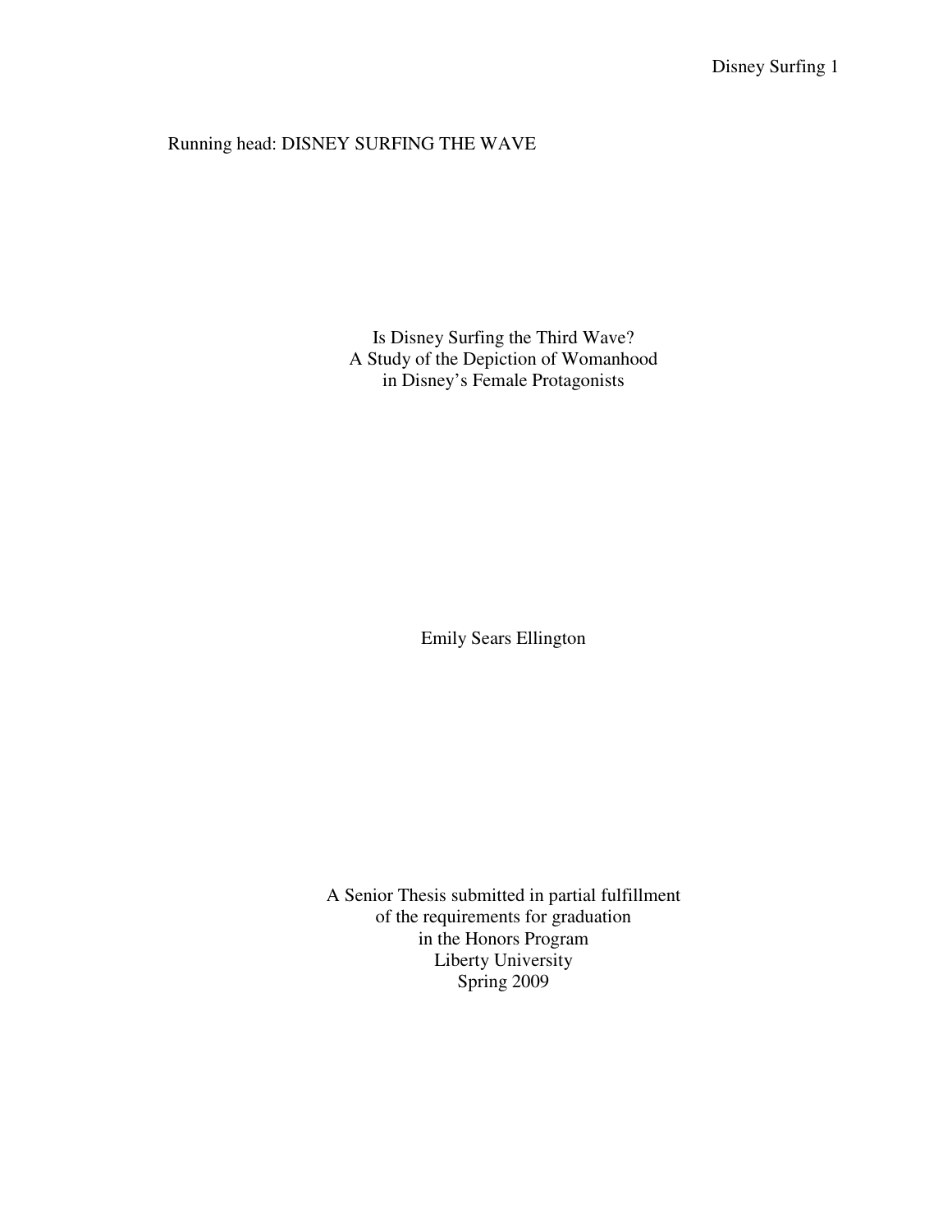Running head: DISNEY SURFING THE WAVE

# Is Disney Surfing the Third Wave?
## A Study of the Depiction of Womanhood in Disney's Female Protagonists

Emily Sears Ellington

A Senior Thesis submitted in partial fulfillment
of the requirements for graduation
in the Honors Program
Liberty University
Spring 2009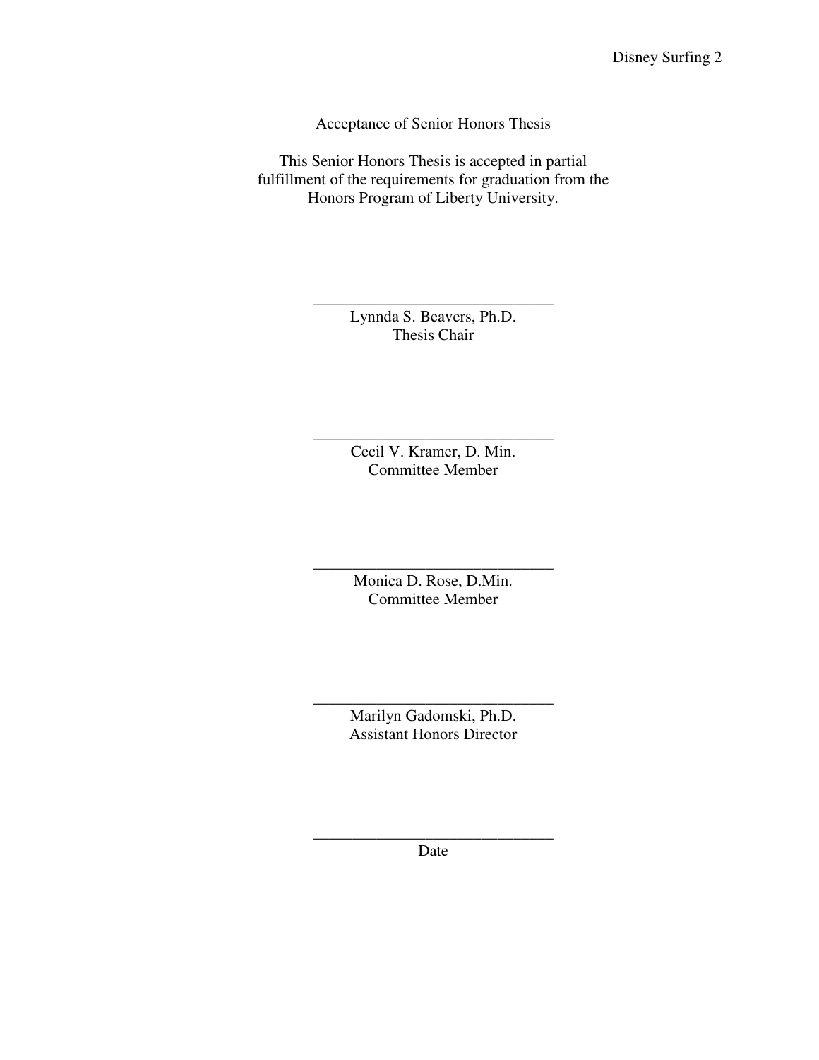Acceptance of Senior Honors Thesis

This Senior Honors Thesis is accepted in partial fulfillment of the requirements for graduation from the Honors Program of Liberty University.

______________________________
Lynnda S. Beavers, Ph.D.
Thesis Chair

______________________________
Cecil V. Kramer, D. Min.
Committee Member

______________________________
Monica D. Rose, D.Min.
Committee Member

______________________________
Marilyn Gadomski, Ph.D.
Assistant Honors Director

______________________________
Date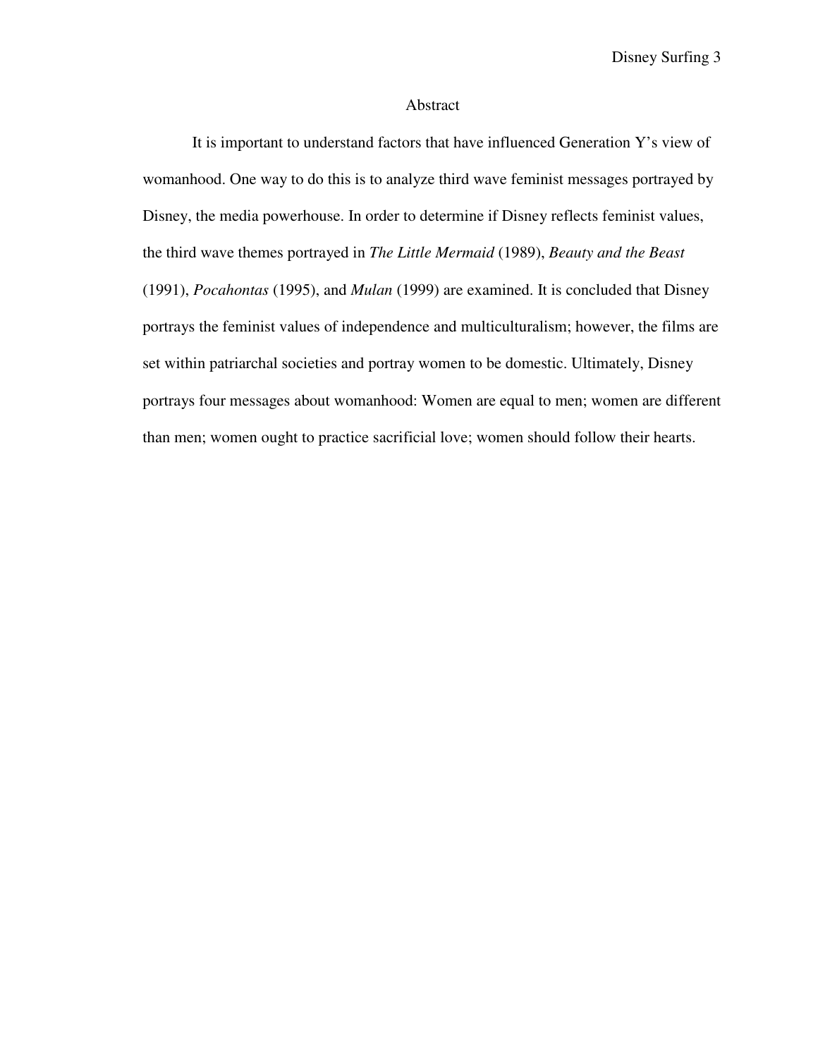# Abstract

It is important to understand factors that have influenced Generation Y's view of womanhood. One way to do this is to analyze third wave feminist messages portrayed by Disney, the media powerhouse. In order to determine if Disney reflects feminist values, the third wave themes portrayed in *The Little Mermaid* (1989), *Beauty and the Beast* (1991), *Pocahontas* (1995), and *Mulan* (1999) are examined. It is concluded that Disney portrays the feminist values of independence and multiculturalism; however, the films are set within patriarchal societies and portray women to be domestic. Ultimately, Disney portrays four messages about womanhood: Women are equal to men; women are different than men; women ought to practice sacrificial love; women should follow their hearts.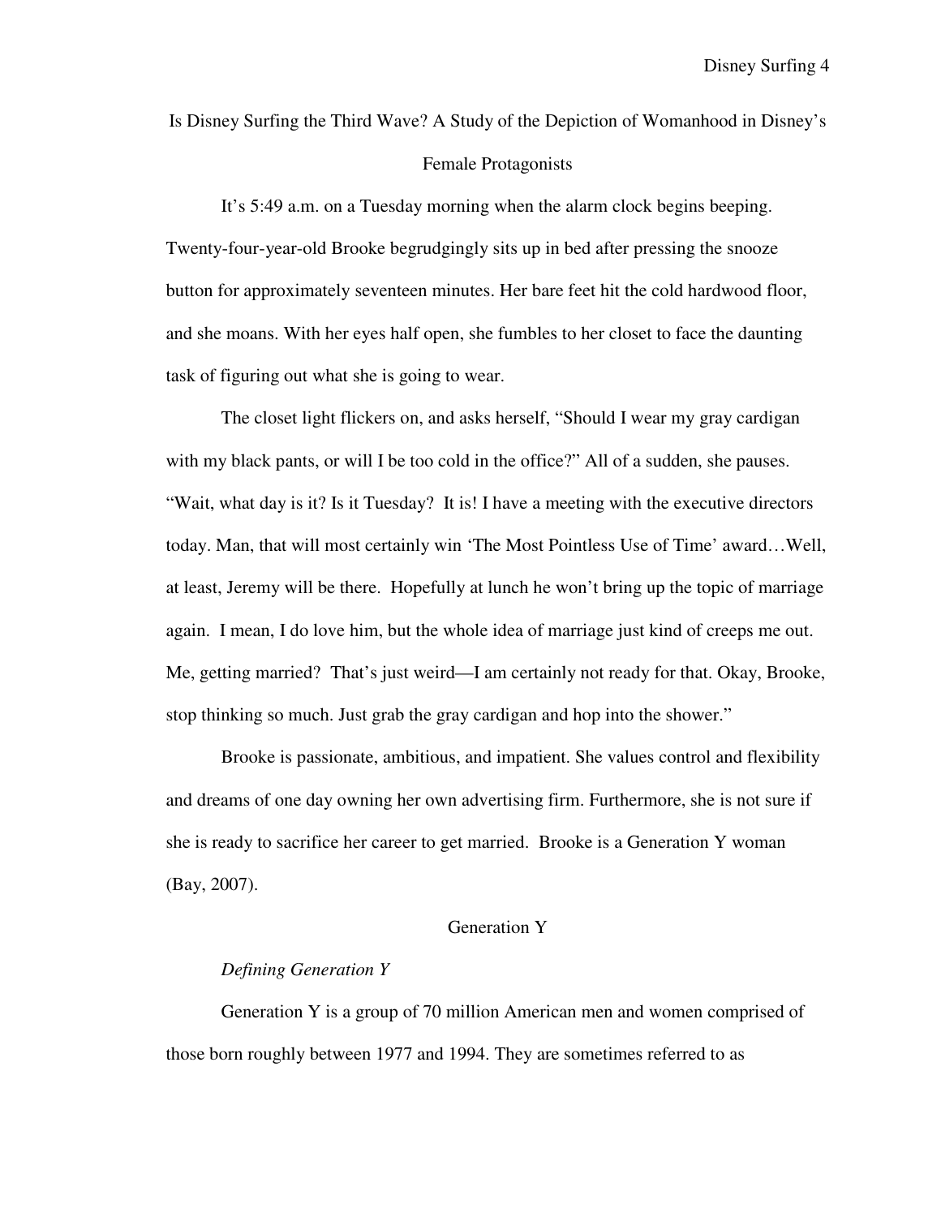# Is Disney Surfing the Third Wave? A Study of the Depiction of Womanhood in Disney's Female Protagonists

It's 5:49 a.m. on a Tuesday morning when the alarm clock begins beeping. Twenty-four-year-old Brooke begrudgingly sits up in bed after pressing the snooze button for approximately seventeen minutes. Her bare feet hit the cold hardwood floor, and she moans. With her eyes half open, she fumbles to her closet to face the daunting task of figuring out what she is going to wear.

The closet light flickers on, and asks herself, "Should I wear my gray cardigan with my black pants, or will I be too cold in the office?" All of a sudden, she pauses. "Wait, what day is it? Is it Tuesday? It is! I have a meeting with the executive directors today. Man, that will most certainly win 'The Most Pointless Use of Time' award…Well, at least, Jeremy will be there. Hopefully at lunch he won't bring up the topic of marriage again. I mean, I do love him, but the whole idea of marriage just kind of creeps me out. Me, getting married? That's just weird—I am certainly not ready for that. Okay, Brooke, stop thinking so much. Just grab the gray cardigan and hop into the shower."

Brooke is passionate, ambitious, and impatient. She values control and flexibility and dreams of one day owning her own advertising firm. Furthermore, she is not sure if she is ready to sacrifice her career to get married. Brooke is a Generation Y woman (Bay, 2007).

## Generation Y

### *Defining Generation Y*

Generation Y is a group of 70 million American men and women comprised of those born roughly between 1977 and 1994. They are sometimes referred to as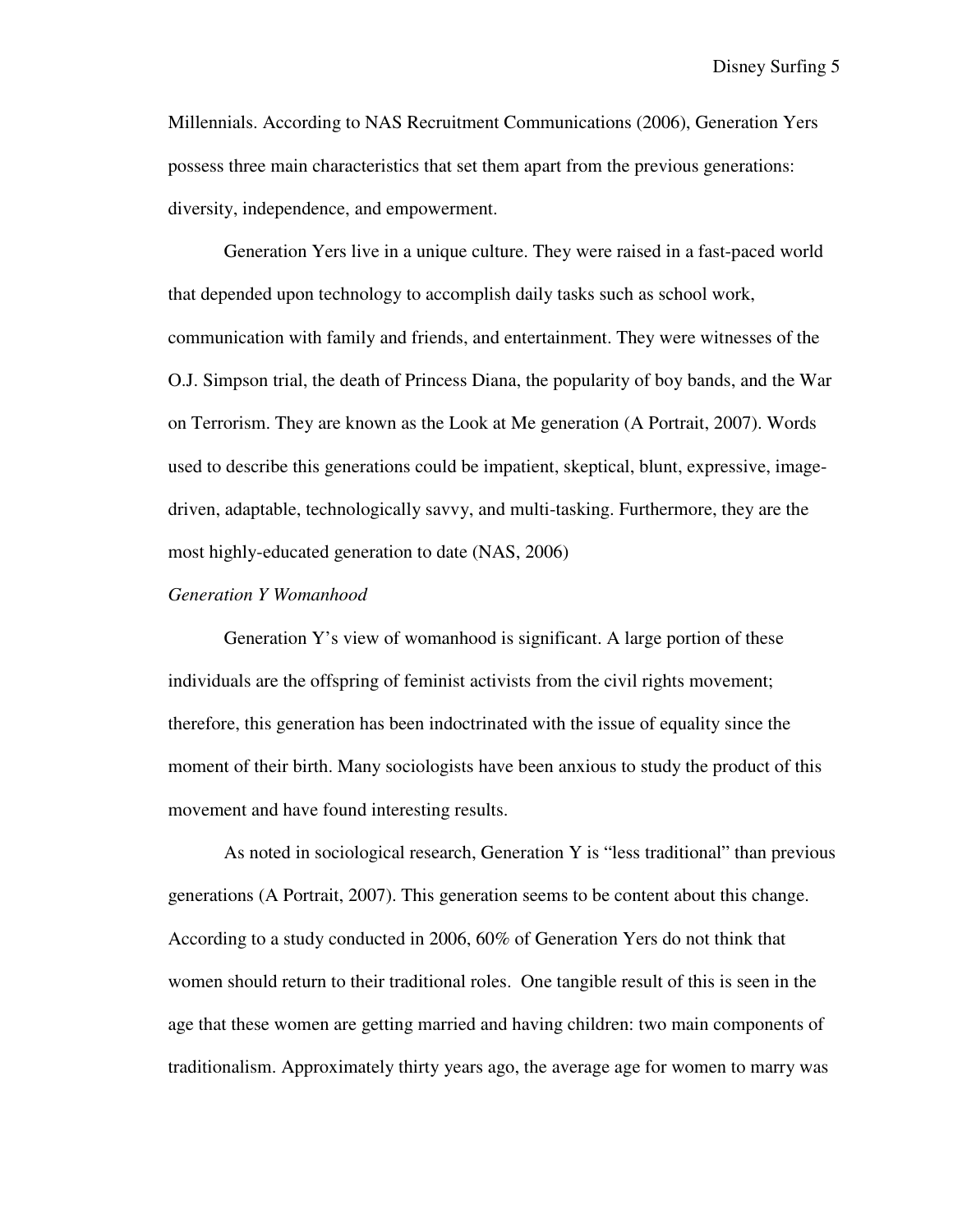Millennials. According to NAS Recruitment Communications (2006), Generation Yers possess three main characteristics that set them apart from the previous generations: diversity, independence, and empowerment.

Generation Yers live in a unique culture. They were raised in a fast-paced world that depended upon technology to accomplish daily tasks such as school work, communication with family and friends, and entertainment. They were witnesses of the O.J. Simpson trial, the death of Princess Diana, the popularity of boy bands, and the War on Terrorism. They are known as the Look at Me generation (A Portrait, 2007). Words used to describe this generations could be impatient, skeptical, blunt, expressive, image-driven, adaptable, technologically savvy, and multi-tasking. Furthermore, they are the most highly-educated generation to date (NAS, 2006)

### *Generation Y Womanhood*

Generation Y's view of womanhood is significant. A large portion of these individuals are the offspring of feminist activists from the civil rights movement; therefore, this generation has been indoctrinated with the issue of equality since the moment of their birth. Many sociologists have been anxious to study the product of this movement and have found interesting results.

As noted in sociological research, Generation Y is "less traditional" than previous generations (A Portrait, 2007). This generation seems to be content about this change. According to a study conducted in 2006, 60% of Generation Yers do not think that women should return to their traditional roles. One tangible result of this is seen in the age that these women are getting married and having children: two main components of traditionalism. Approximately thirty years ago, the average age for women to marry was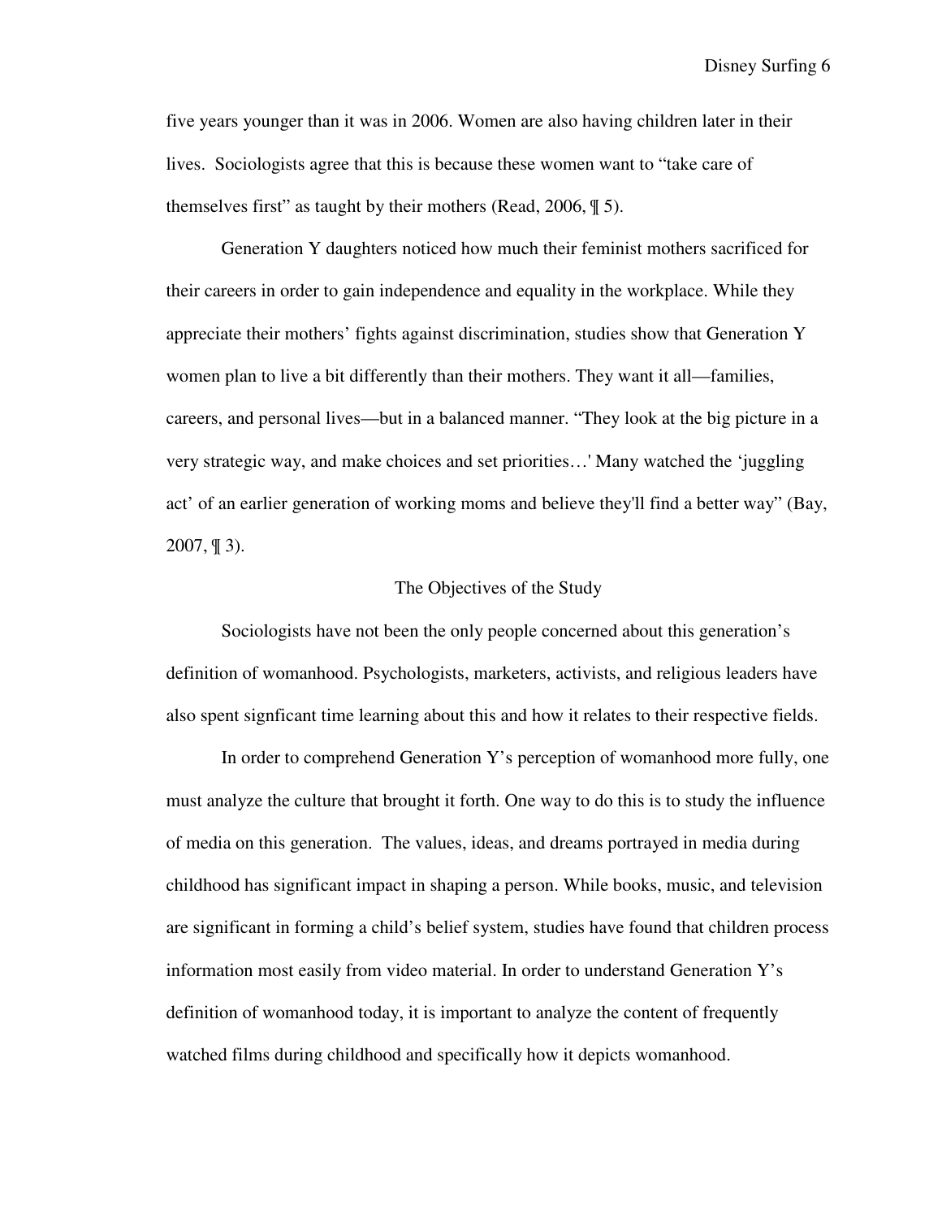five years younger than it was in 2006. Women are also having children later in their lives. Sociologists agree that this is because these women want to "take care of themselves first" as taught by their mothers (Read, 2006, ¶ 5).

Generation Y daughters noticed how much their feminist mothers sacrificed for their careers in order to gain independence and equality in the workplace. While they appreciate their mothers' fights against discrimination, studies show that Generation Y women plan to live a bit differently than their mothers. They want it all—families, careers, and personal lives—but in a balanced manner. "They look at the big picture in a very strategic way, and make choices and set priorities…' Many watched the 'juggling act' of an earlier generation of working moms and believe they'll find a better way" (Bay, 2007, ¶ 3).

## The Objectives of the Study

Sociologists have not been the only people concerned about this generation's definition of womanhood. Psychologists, marketers, activists, and religious leaders have also spent signficant time learning about this and how it relates to their respective fields.

In order to comprehend Generation Y's perception of womanhood more fully, one must analyze the culture that brought it forth. One way to do this is to study the influence of media on this generation. The values, ideas, and dreams portrayed in media during childhood has significant impact in shaping a person. While books, music, and television are significant in forming a child's belief system, studies have found that children process information most easily from video material. In order to understand Generation Y's definition of womanhood today, it is important to analyze the content of frequently watched films during childhood and specifically how it depicts womanhood.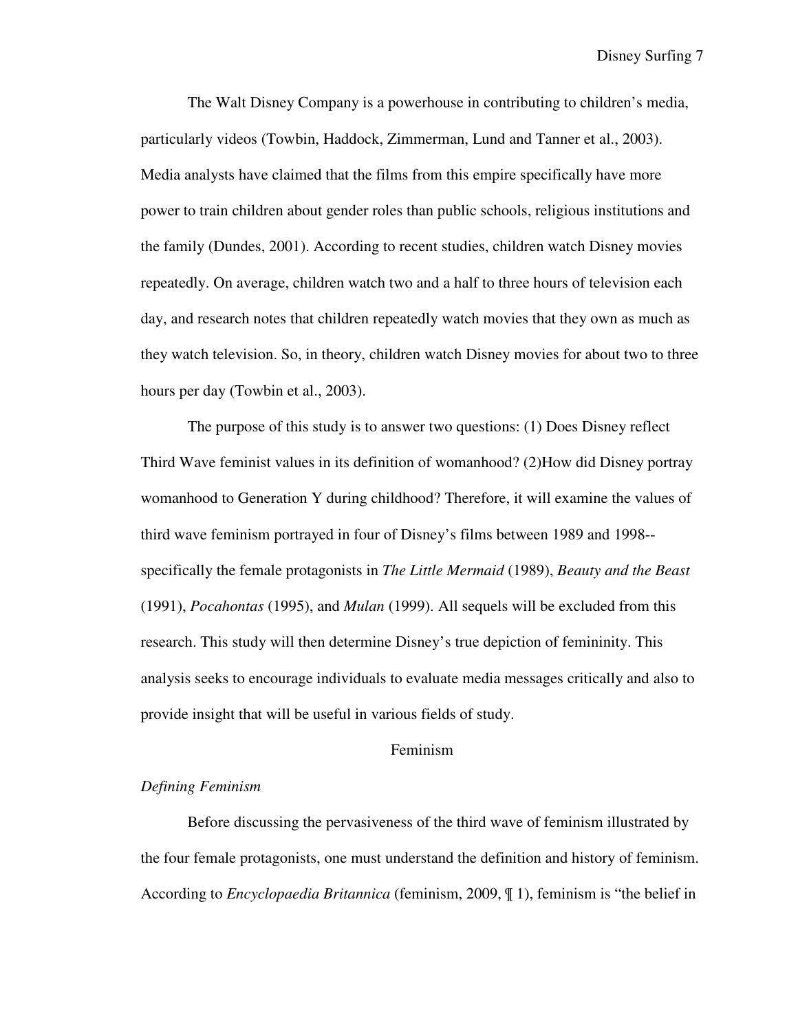The Walt Disney Company is a powerhouse in contributing to children's media, particularly videos (Towbin, Haddock, Zimmerman, Lund and Tanner et al., 2003). Media analysts have claimed that the films from this empire specifically have more power to train children about gender roles than public schools, religious institutions and the family (Dundes, 2001). According to recent studies, children watch Disney movies repeatedly. On average, children watch two and a half to three hours of television each day, and research notes that children repeatedly watch movies that they own as much as they watch television. So, in theory, children watch Disney movies for about two to three hours per day (Towbin et al., 2003).

The purpose of this study is to answer two questions: (1) Does Disney reflect Third Wave feminist values in its definition of womanhood? (2)How did Disney portray womanhood to Generation Y during childhood? Therefore, it will examine the values of third wave feminism portrayed in four of Disney's films between 1989 and 1998--specifically the female protagonists in *The Little Mermaid* (1989), *Beauty and the Beast* (1991), *Pocahontas* (1995), and *Mulan* (1999). All sequels will be excluded from this research. This study will then determine Disney's true depiction of femininity. This analysis seeks to encourage individuals to evaluate media messages critically and also to provide insight that will be useful in various fields of study.

## Feminism

### *Defining Feminism*

Before discussing the pervasiveness of the third wave of feminism illustrated by the four female protagonists, one must understand the definition and history of feminism. According to *Encyclopaedia Britannica* (feminism, 2009, ¶ 1), feminism is "the belief in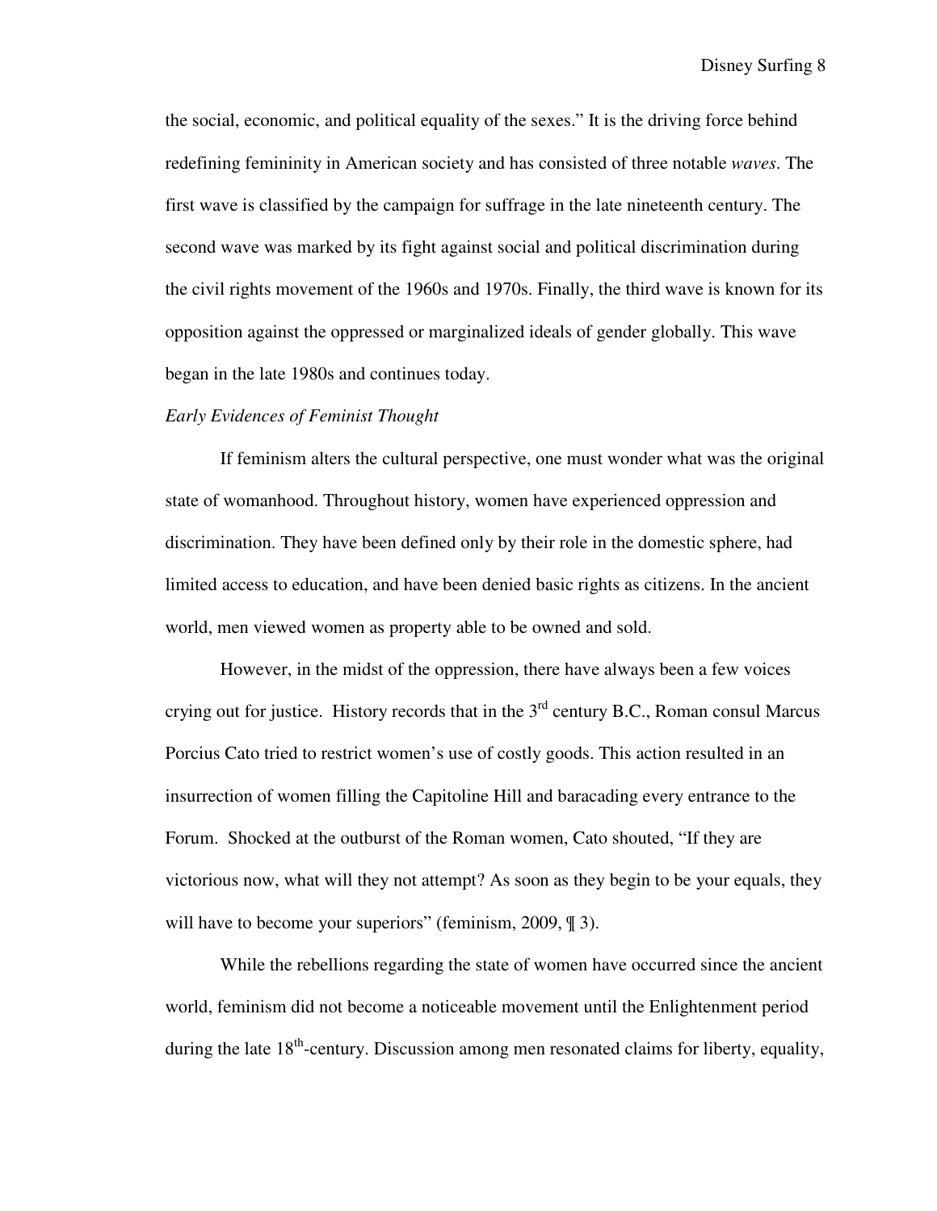the social, economic, and political equality of the sexes." It is the driving force behind redefining femininity in American society and has consisted of three notable *waves*. The first wave is classified by the campaign for suffrage in the late nineteenth century. The second wave was marked by its fight against social and political discrimination during the civil rights movement of the 1960s and 1970s. Finally, the third wave is known for its opposition against the oppressed or marginalized ideals of gender globally. This wave began in the late 1980s and continues today.

*Early Evidences of Feminist Thought*

If feminism alters the cultural perspective, one must wonder what was the original state of womanhood. Throughout history, women have experienced oppression and discrimination. They have been defined only by their role in the domestic sphere, had limited access to education, and have been denied basic rights as citizens. In the ancient world, men viewed women as property able to be owned and sold.

However, in the midst of the oppression, there have always been a few voices crying out for justice. History records that in the 3rd century B.C., Roman consul Marcus Porcius Cato tried to restrict women's use of costly goods. This action resulted in an insurrection of women filling the Capitoline Hill and baracading every entrance to the Forum. Shocked at the outburst of the Roman women, Cato shouted, "If they are victorious now, what will they not attempt? As soon as they begin to be your equals, they will have to become your superiors" (feminism, 2009, ¶ 3).

While the rebellions regarding the state of women have occurred since the ancient world, feminism did not become a noticeable movement until the Enlightenment period during the late 18th-century. Discussion among men resonated claims for liberty, equality,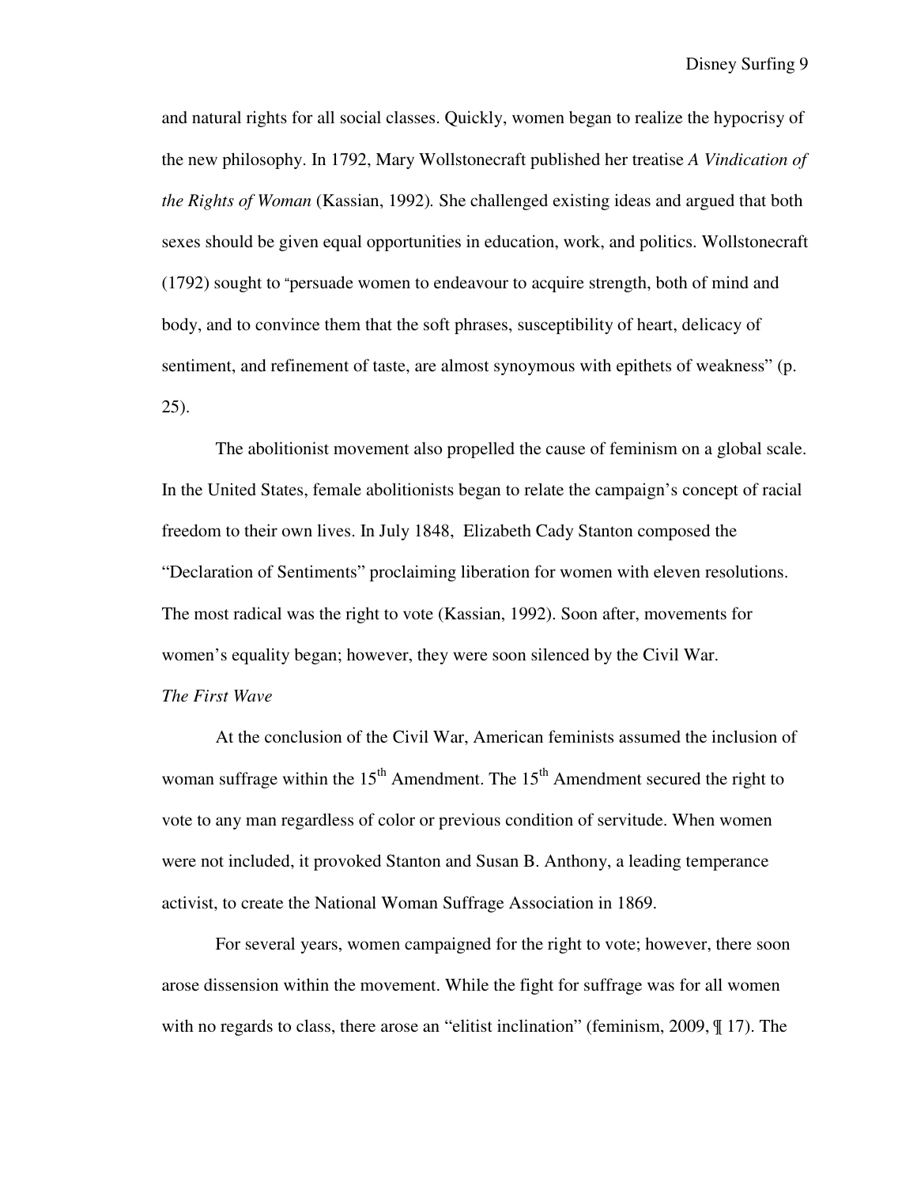and natural rights for all social classes. Quickly, women began to realize the hypocrisy of the new philosophy. In 1792, Mary Wollstonecraft published her treatise *A Vindication of the Rights of Woman* (Kassian, 1992). She challenged existing ideas and argued that both sexes should be given equal opportunities in education, work, and politics. Wollstonecraft (1792) sought to "persuade women to endeavour to acquire strength, both of mind and body, and to convince them that the soft phrases, susceptibility of heart, delicacy of sentiment, and refinement of taste, are almost synoymous with epithets of weakness" (p. 25).

The abolitionist movement also propelled the cause of feminism on a global scale. In the United States, female abolitionists began to relate the campaign's concept of racial freedom to their own lives. In July 1848, Elizabeth Cady Stanton composed the "Declaration of Sentiments" proclaiming liberation for women with eleven resolutions. The most radical was the right to vote (Kassian, 1992). Soon after, movements for women's equality began; however, they were soon silenced by the Civil War.

*The First Wave*

At the conclusion of the Civil War, American feminists assumed the inclusion of woman suffrage within the 15th Amendment. The 15th Amendment secured the right to vote to any man regardless of color or previous condition of servitude. When women were not included, it provoked Stanton and Susan B. Anthony, a leading temperance activist, to create the National Woman Suffrage Association in 1869.

For several years, women campaigned for the right to vote; however, there soon arose dissension within the movement. While the fight for suffrage was for all women with no regards to class, there arose an "elitist inclination" (feminism, 2009, ¶ 17). The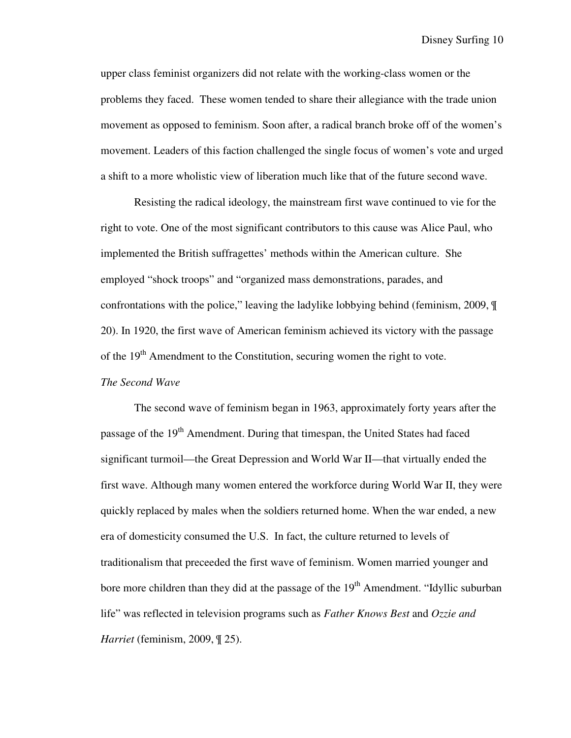upper class feminist organizers did not relate with the working-class women or the problems they faced. These women tended to share their allegiance with the trade union movement as opposed to feminism. Soon after, a radical branch broke off of the women's movement. Leaders of this faction challenged the single focus of women's vote and urged a shift to a more wholistic view of liberation much like that of the future second wave.

Resisting the radical ideology, the mainstream first wave continued to vie for the right to vote. One of the most significant contributors to this cause was Alice Paul, who implemented the British suffragettes' methods within the American culture. She employed "shock troops" and "organized mass demonstrations, parades, and confrontations with the police," leaving the ladylike lobbying behind (feminism, 2009, ¶ 20). In 1920, the first wave of American feminism achieved its victory with the passage of the 19th Amendment to the Constitution, securing women the right to vote.

*The Second Wave*

The second wave of feminism began in 1963, approximately forty years after the passage of the 19th Amendment. During that timespan, the United States had faced significant turmoil—the Great Depression and World War II—that virtually ended the first wave. Although many women entered the workforce during World War II, they were quickly replaced by males when the soldiers returned home. When the war ended, a new era of domesticity consumed the U.S. In fact, the culture returned to levels of traditionalism that preceeded the first wave of feminism. Women married younger and bore more children than they did at the passage of the 19th Amendment. "Idyllic suburban life" was reflected in television programs such as *Father Knows Best* and *Ozzie and Harriet* (feminism, 2009, ¶ 25).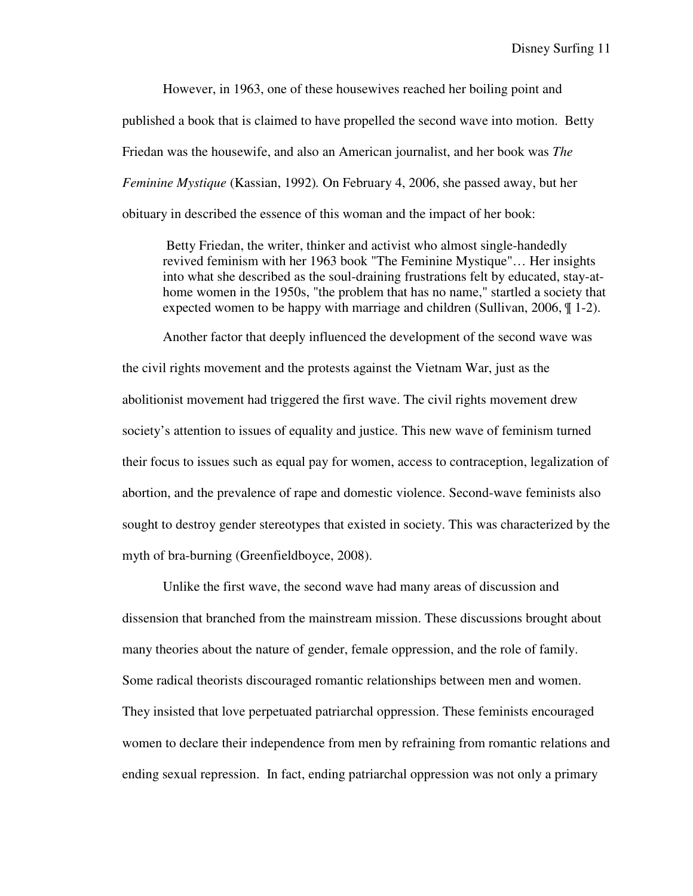However, in 1963, one of these housewives reached her boiling point and published a book that is claimed to have propelled the second wave into motion. Betty Friedan was the housewife, and also an American journalist, and her book was *The Feminine Mystique* (Kassian, 1992). On February 4, 2006, she passed away, but her obituary in described the essence of this woman and the impact of her book:

> Betty Friedan, the writer, thinker and activist who almost single-handedly revived feminism with her 1963 book "The Feminine Mystique"… Her insights into what she described as the soul-draining frustrations felt by educated, stay-at-home women in the 1950s, "the problem that has no name," startled a society that expected women to be happy with marriage and children (Sullivan, 2006, ¶ 1-2).

Another factor that deeply influenced the development of the second wave was the civil rights movement and the protests against the Vietnam War, just as the abolitionist movement had triggered the first wave. The civil rights movement drew society's attention to issues of equality and justice. This new wave of feminism turned their focus to issues such as equal pay for women, access to contraception, legalization of abortion, and the prevalence of rape and domestic violence. Second-wave feminists also sought to destroy gender stereotypes that existed in society. This was characterized by the myth of bra-burning (Greenfieldboyce, 2008).

Unlike the first wave, the second wave had many areas of discussion and dissension that branched from the mainstream mission. These discussions brought about many theories about the nature of gender, female oppression, and the role of family. Some radical theorists discouraged romantic relationships between men and women. They insisted that love perpetuated patriarchal oppression. These feminists encouraged women to declare their independence from men by refraining from romantic relations and ending sexual repression. In fact, ending patriarchal oppression was not only a primary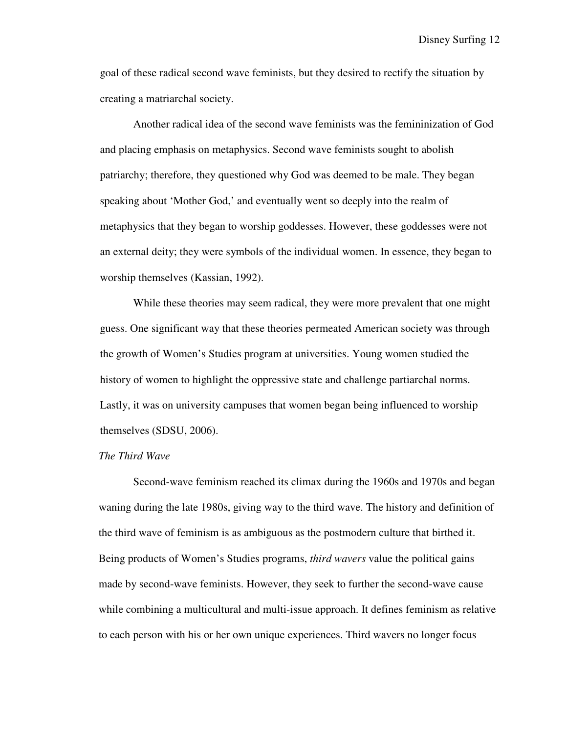goal of these radical second wave feminists, but they desired to rectify the situation by creating a matriarchal society.

Another radical idea of the second wave feminists was the femininization of God and placing emphasis on metaphysics. Second wave feminists sought to abolish patriarchy; therefore, they questioned why God was deemed to be male. They began speaking about 'Mother God,' and eventually went so deeply into the realm of metaphysics that they began to worship goddesses. However, these goddesses were not an external deity; they were symbols of the individual women. In essence, they began to worship themselves (Kassian, 1992).

While these theories may seem radical, they were more prevalent that one might guess. One significant way that these theories permeated American society was through the growth of Women's Studies program at universities. Young women studied the history of women to highlight the oppressive state and challenge partiarchal norms. Lastly, it was on university campuses that women began being influenced to worship themselves (SDSU, 2006).

*The Third Wave*

Second-wave feminism reached its climax during the 1960s and 1970s and began waning during the late 1980s, giving way to the third wave. The history and definition of the third wave of feminism is as ambiguous as the postmodern culture that birthed it. Being products of Women's Studies programs, *third wavers* value the political gains made by second-wave feminists. However, they seek to further the second-wave cause while combining a multicultural and multi-issue approach. It defines feminism as relative to each person with his or her own unique experiences. Third wavers no longer focus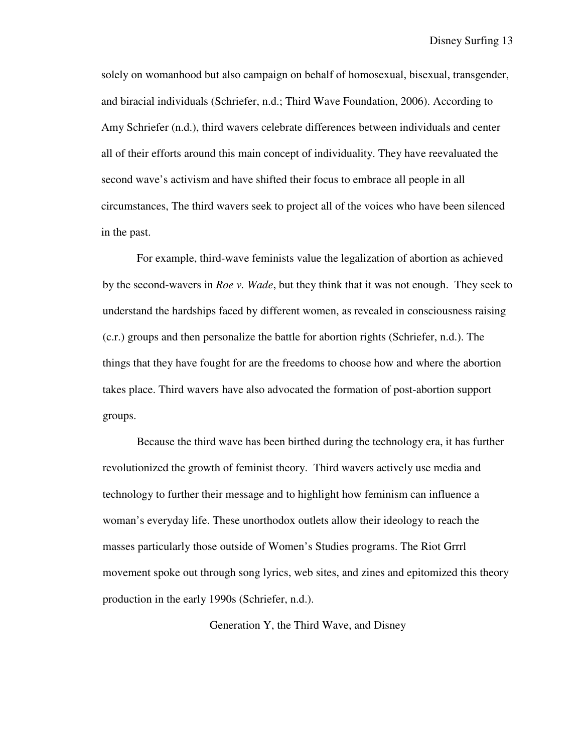solely on womanhood but also campaign on behalf of homosexual, bisexual, transgender, and biracial individuals (Schriefer, n.d.; Third Wave Foundation, 2006). According to Amy Schriefer (n.d.), third wavers celebrate differences between individuals and center all of their efforts around this main concept of individuality. They have reevaluated the second wave's activism and have shifted their focus to embrace all people in all circumstances, The third wavers seek to project all of the voices who have been silenced in the past.

For example, third-wave feminists value the legalization of abortion as achieved by the second-wavers in *Roe v. Wade*, but they think that it was not enough. They seek to understand the hardships faced by different women, as revealed in consciousness raising (c.r.) groups and then personalize the battle for abortion rights (Schriefer, n.d.). The things that they have fought for are the freedoms to choose how and where the abortion takes place. Third wavers have also advocated the formation of post-abortion support groups.

Because the third wave has been birthed during the technology era, it has further revolutionized the growth of feminist theory. Third wavers actively use media and technology to further their message and to highlight how feminism can influence a woman's everyday life. These unorthodox outlets allow their ideology to reach the masses particularly those outside of Women's Studies programs. The Riot Grrrl movement spoke out through song lyrics, web sites, and zines and epitomized this theory production in the early 1990s (Schriefer, n.d.).

## Generation Y, the Third Wave, and Disney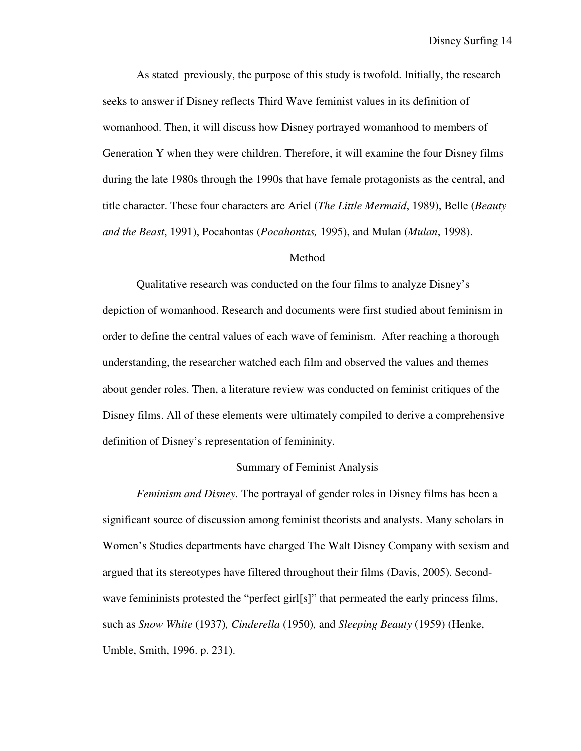As stated previously, the purpose of this study is twofold. Initially, the research seeks to answer if Disney reflects Third Wave feminist values in its definition of womanhood. Then, it will discuss how Disney portrayed womanhood to members of Generation Y when they were children. Therefore, it will examine the four Disney films during the late 1980s through the 1990s that have female protagonists as the central, and title character. These four characters are Ariel (*The Little Mermaid*, 1989), Belle (*Beauty and the Beast*, 1991), Pocahontas (*Pocahontas,* 1995), and Mulan (*Mulan*, 1998).

## Method

Qualitative research was conducted on the four films to analyze Disney's depiction of womanhood. Research and documents were first studied about feminism in order to define the central values of each wave of feminism. After reaching a thorough understanding, the researcher watched each film and observed the values and themes about gender roles. Then, a literature review was conducted on feminist critiques of the Disney films. All of these elements were ultimately compiled to derive a comprehensive definition of Disney's representation of femininity.

## Summary of Feminist Analysis

*Feminism and Disney.* The portrayal of gender roles in Disney films has been a significant source of discussion among feminist theorists and analysts. Many scholars in Women's Studies departments have charged The Walt Disney Company with sexism and argued that its stereotypes have filtered throughout their films (Davis, 2005). Second-wave femininists protested the "perfect girl[s]" that permeated the early princess films, such as *Snow White* (1937)*, Cinderella* (1950)*,* and *Sleeping Beauty* (1959) (Henke, Umble, Smith, 1996. p. 231).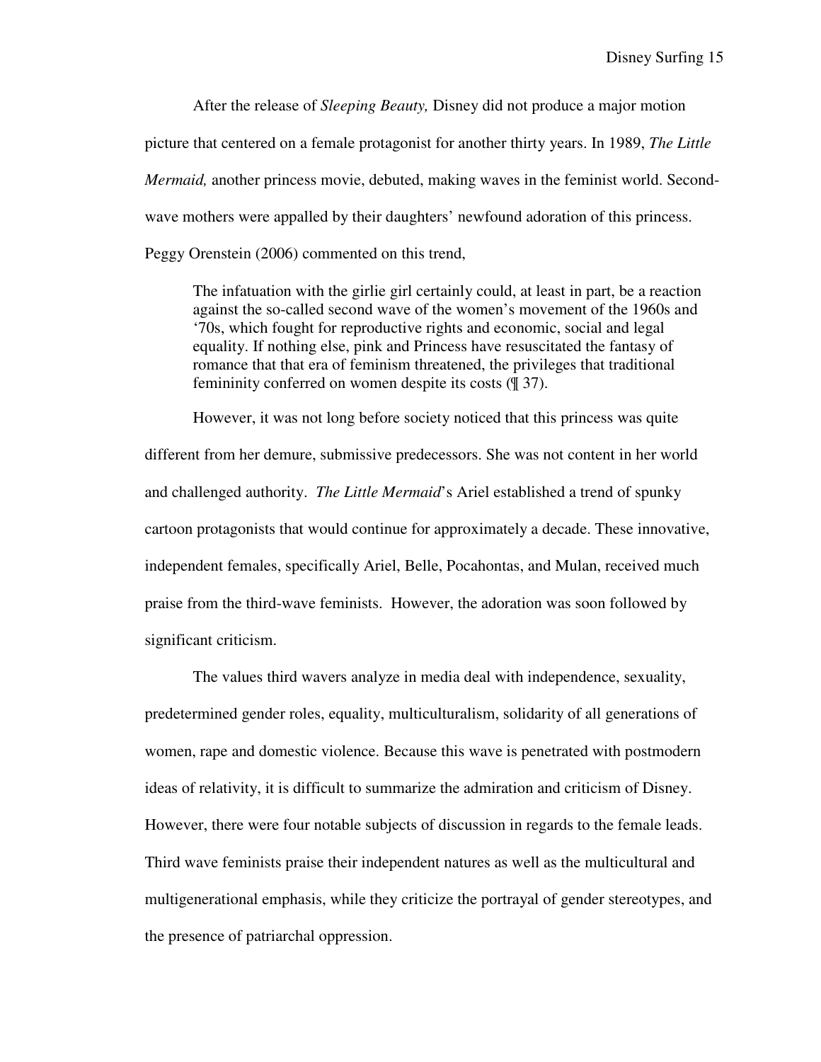After the release of *Sleeping Beauty,* Disney did not produce a major motion picture that centered on a female protagonist for another thirty years. In 1989, *The Little Mermaid,* another princess movie, debuted, making waves in the feminist world. Second-wave mothers were appalled by their daughters' newfound adoration of this princess. Peggy Orenstein (2006) commented on this trend,

> The infatuation with the girlie girl certainly could, at least in part, be a reaction against the so-called second wave of the women's movement of the 1960s and '70s, which fought for reproductive rights and economic, social and legal equality. If nothing else, pink and Princess have resuscitated the fantasy of romance that that era of feminism threatened, the privileges that traditional femininity conferred on women despite its costs (¶ 37).

However, it was not long before society noticed that this princess was quite different from her demure, submissive predecessors. She was not content in her world and challenged authority. *The Little Mermaid*'s Ariel established a trend of spunky cartoon protagonists that would continue for approximately a decade. These innovative, independent females, specifically Ariel, Belle, Pocahontas, and Mulan, received much praise from the third-wave feminists. However, the adoration was soon followed by significant criticism.

The values third wavers analyze in media deal with independence, sexuality, predetermined gender roles, equality, multiculturalism, solidarity of all generations of women, rape and domestic violence. Because this wave is penetrated with postmodern ideas of relativity, it is difficult to summarize the admiration and criticism of Disney. However, there were four notable subjects of discussion in regards to the female leads. Third wave feminists praise their independent natures as well as the multicultural and multigenerational emphasis, while they criticize the portrayal of gender stereotypes, and the presence of patriarchal oppression.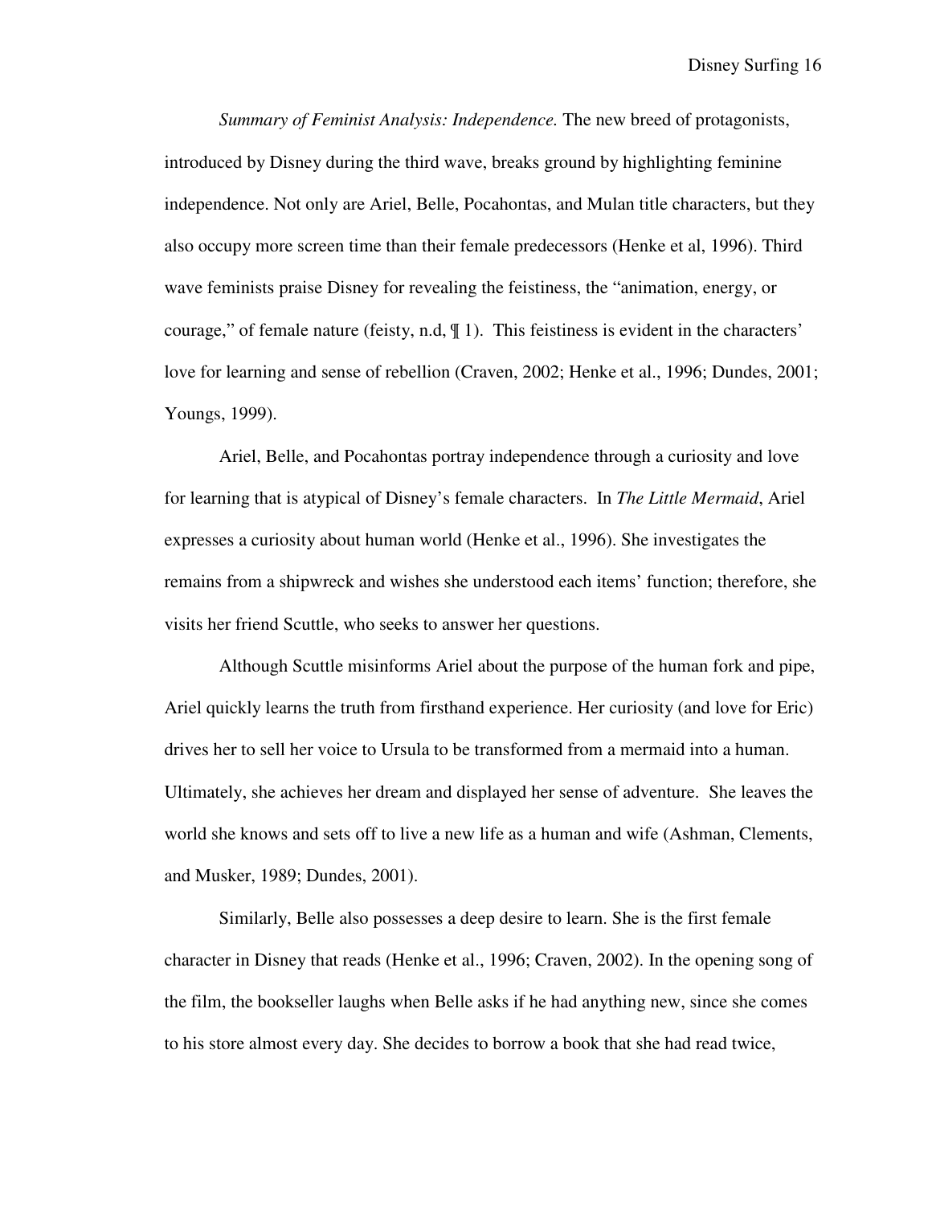*Summary of Feminist Analysis: Independence.* The new breed of protagonists, introduced by Disney during the third wave, breaks ground by highlighting feminine independence. Not only are Ariel, Belle, Pocahontas, and Mulan title characters, but they also occupy more screen time than their female predecessors (Henke et al, 1996). Third wave feminists praise Disney for revealing the feistiness, the "animation, energy, or courage," of female nature (feisty, n.d, ¶ 1). This feistiness is evident in the characters' love for learning and sense of rebellion (Craven, 2002; Henke et al., 1996; Dundes, 2001; Youngs, 1999).

Ariel, Belle, and Pocahontas portray independence through a curiosity and love for learning that is atypical of Disney's female characters. In *The Little Mermaid*, Ariel expresses a curiosity about human world (Henke et al., 1996). She investigates the remains from a shipwreck and wishes she understood each items' function; therefore, she visits her friend Scuttle, who seeks to answer her questions.

Although Scuttle misinforms Ariel about the purpose of the human fork and pipe, Ariel quickly learns the truth from firsthand experience. Her curiosity (and love for Eric) drives her to sell her voice to Ursula to be transformed from a mermaid into a human. Ultimately, she achieves her dream and displayed her sense of adventure. She leaves the world she knows and sets off to live a new life as a human and wife (Ashman, Clements, and Musker, 1989; Dundes, 2001).

Similarly, Belle also possesses a deep desire to learn. She is the first female character in Disney that reads (Henke et al., 1996; Craven, 2002). In the opening song of the film, the bookseller laughs when Belle asks if he had anything new, since she comes to his store almost every day. She decides to borrow a book that she had read twice,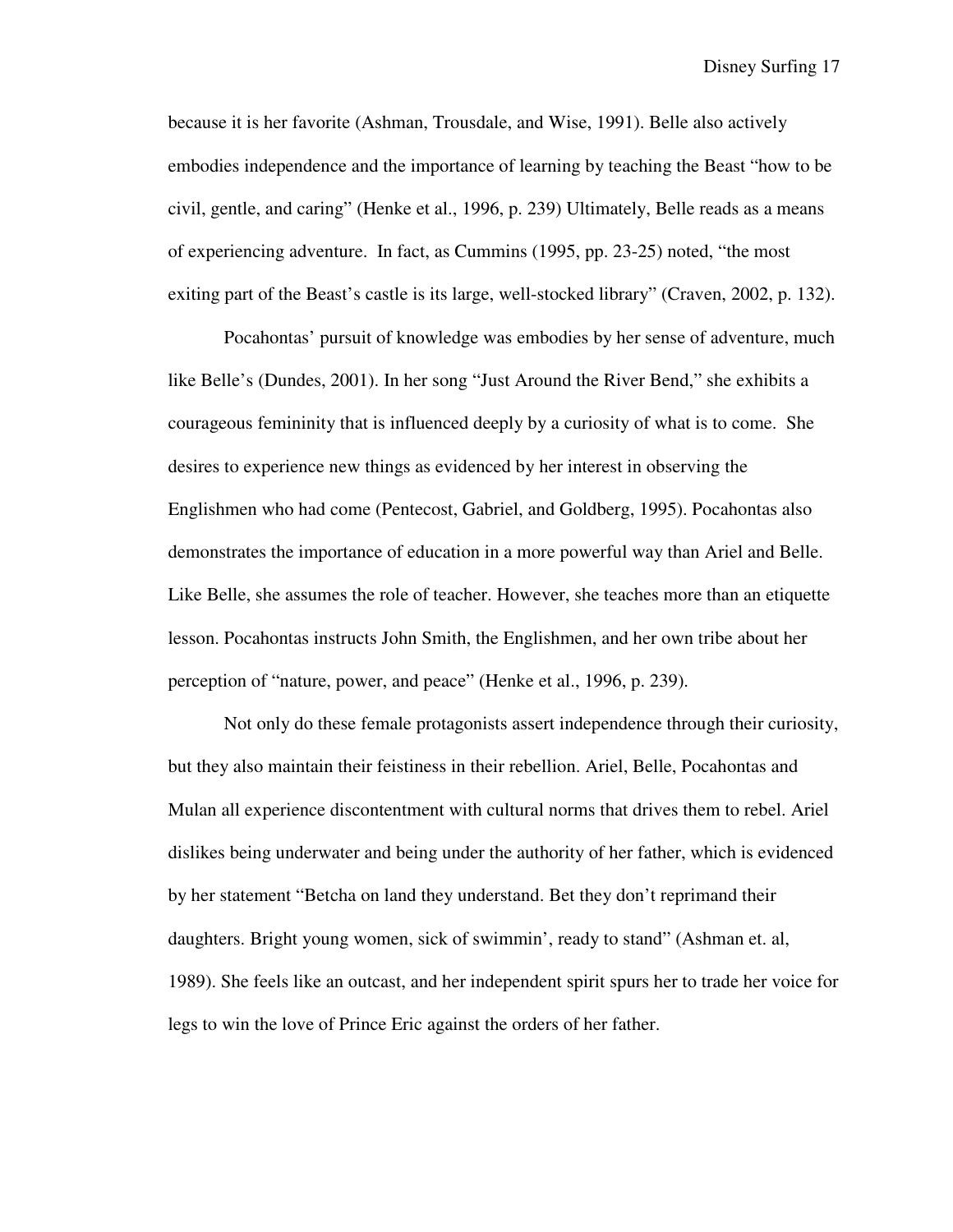because it is her favorite (Ashman, Trousdale, and Wise, 1991). Belle also actively embodies independence and the importance of learning by teaching the Beast "how to be civil, gentle, and caring" (Henke et al., 1996, p. 239) Ultimately, Belle reads as a means of experiencing adventure. In fact, as Cummins (1995, pp. 23-25) noted, "the most exiting part of the Beast's castle is its large, well-stocked library" (Craven, 2002, p. 132).

Pocahontas' pursuit of knowledge was embodies by her sense of adventure, much like Belle's (Dundes, 2001). In her song "Just Around the River Bend," she exhibits a courageous femininity that is influenced deeply by a curiosity of what is to come. She desires to experience new things as evidenced by her interest in observing the Englishmen who had come (Pentecost, Gabriel, and Goldberg, 1995). Pocahontas also demonstrates the importance of education in a more powerful way than Ariel and Belle. Like Belle, she assumes the role of teacher. However, she teaches more than an etiquette lesson. Pocahontas instructs John Smith, the Englishmen, and her own tribe about her perception of "nature, power, and peace" (Henke et al., 1996, p. 239).

Not only do these female protagonists assert independence through their curiosity, but they also maintain their feistiness in their rebellion. Ariel, Belle, Pocahontas and Mulan all experience discontentment with cultural norms that drives them to rebel. Ariel dislikes being underwater and being under the authority of her father, which is evidenced by her statement "Betcha on land they understand. Bet they don't reprimand their daughters. Bright young women, sick of swimmin', ready to stand" (Ashman et. al, 1989). She feels like an outcast, and her independent spirit spurs her to trade her voice for legs to win the love of Prince Eric against the orders of her father.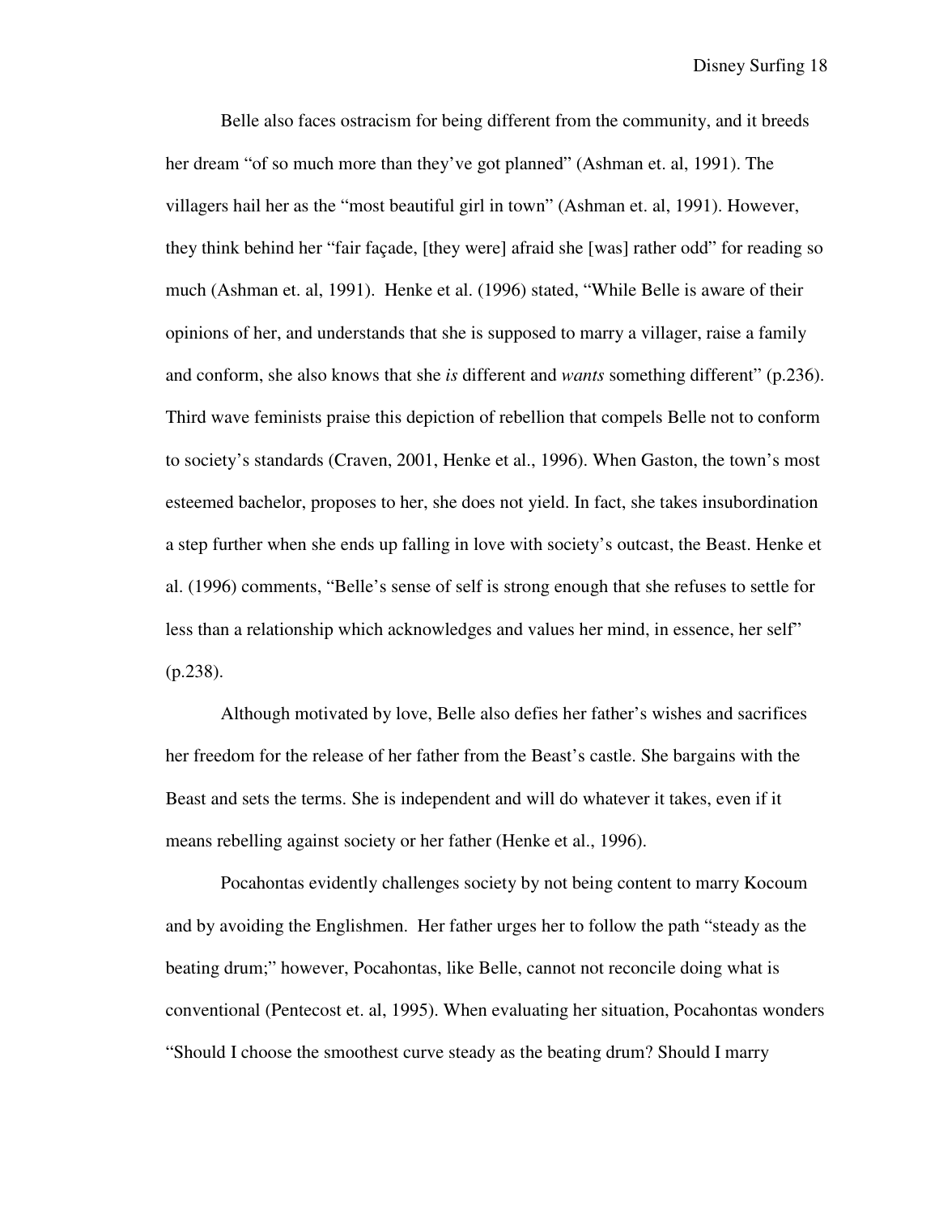Belle also faces ostracism for being different from the community, and it breeds her dream "of so much more than they've got planned" (Ashman et. al, 1991). The villagers hail her as the "most beautiful girl in town" (Ashman et. al, 1991). However, they think behind her "fair façade, [they were] afraid she [was] rather odd" for reading so much (Ashman et. al, 1991). Henke et al. (1996) stated, "While Belle is aware of their opinions of her, and understands that she is supposed to marry a villager, raise a family and conform, she also knows that she *is* different and *wants* something different" (p.236). Third wave feminists praise this depiction of rebellion that compels Belle not to conform to society's standards (Craven, 2001, Henke et al., 1996). When Gaston, the town's most esteemed bachelor, proposes to her, she does not yield. In fact, she takes insubordination a step further when she ends up falling in love with society's outcast, the Beast. Henke et al. (1996) comments, "Belle's sense of self is strong enough that she refuses to settle for less than a relationship which acknowledges and values her mind, in essence, her self" (p.238).

Although motivated by love, Belle also defies her father's wishes and sacrifices her freedom for the release of her father from the Beast's castle. She bargains with the Beast and sets the terms. She is independent and will do whatever it takes, even if it means rebelling against society or her father (Henke et al., 1996).

Pocahontas evidently challenges society by not being content to marry Kocoum and by avoiding the Englishmen. Her father urges her to follow the path "steady as the beating drum;" however, Pocahontas, like Belle, cannot not reconcile doing what is conventional (Pentecost et. al, 1995). When evaluating her situation, Pocahontas wonders "Should I choose the smoothest curve steady as the beating drum? Should I marry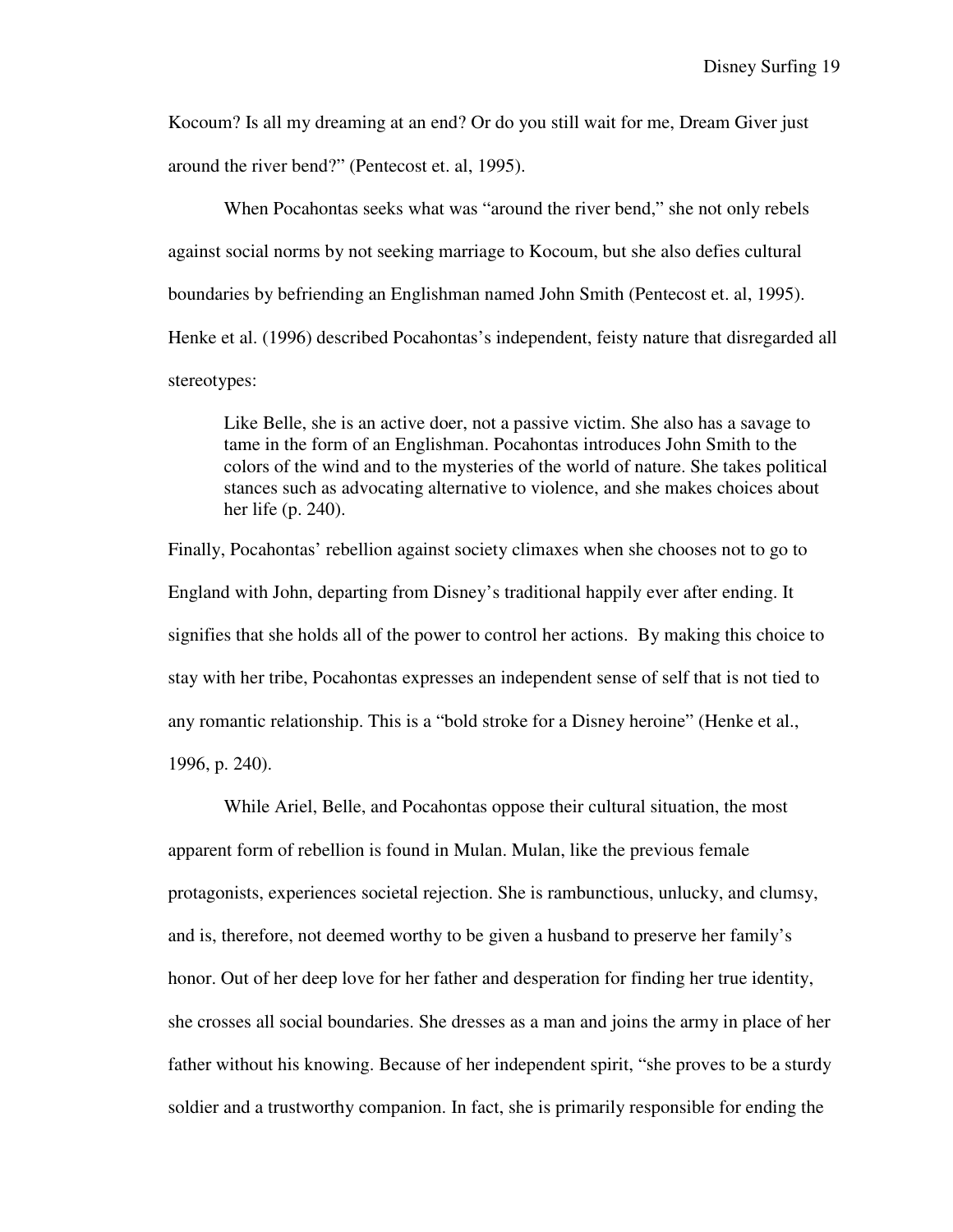Kocoum? Is all my dreaming at an end? Or do you still wait for me, Dream Giver just around the river bend?" (Pentecost et. al, 1995).

When Pocahontas seeks what was "around the river bend," she not only rebels against social norms by not seeking marriage to Kocoum, but she also defies cultural boundaries by befriending an Englishman named John Smith (Pentecost et. al, 1995). Henke et al. (1996) described Pocahontas's independent, feisty nature that disregarded all stereotypes:

> Like Belle, she is an active doer, not a passive victim. She also has a savage to tame in the form of an Englishman. Pocahontas introduces John Smith to the colors of the wind and to the mysteries of the world of nature. She takes political stances such as advocating alternative to violence, and she makes choices about her life (p. 240).

Finally, Pocahontas' rebellion against society climaxes when she chooses not to go to England with John, departing from Disney's traditional happily ever after ending. It signifies that she holds all of the power to control her actions. By making this choice to stay with her tribe, Pocahontas expresses an independent sense of self that is not tied to any romantic relationship. This is a "bold stroke for a Disney heroine" (Henke et al., 1996, p. 240).

While Ariel, Belle, and Pocahontas oppose their cultural situation, the most apparent form of rebellion is found in Mulan. Mulan, like the previous female protagonists, experiences societal rejection. She is rambunctious, unlucky, and clumsy, and is, therefore, not deemed worthy to be given a husband to preserve her family's honor. Out of her deep love for her father and desperation for finding her true identity, she crosses all social boundaries. She dresses as a man and joins the army in place of her father without his knowing. Because of her independent spirit, "she proves to be a sturdy soldier and a trustworthy companion. In fact, she is primarily responsible for ending the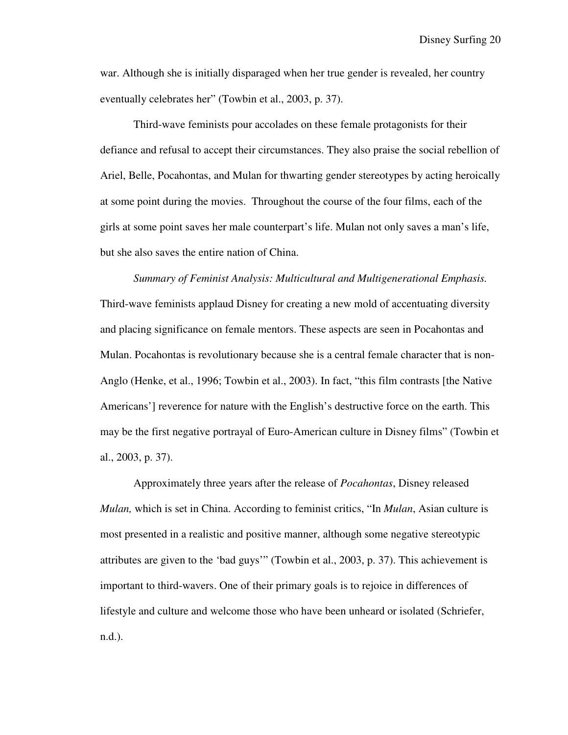war. Although she is initially disparaged when her true gender is revealed, her country eventually celebrates her" (Towbin et al., 2003, p. 37).

Third-wave feminists pour accolades on these female protagonists for their defiance and refusal to accept their circumstances. They also praise the social rebellion of Ariel, Belle, Pocahontas, and Mulan for thwarting gender stereotypes by acting heroically at some point during the movies. Throughout the course of the four films, each of the girls at some point saves her male counterpart's life. Mulan not only saves a man's life, but she also saves the entire nation of China.

*Summary of Feminist Analysis: Multicultural and Multigenerational Emphasis.* Third-wave feminists applaud Disney for creating a new mold of accentuating diversity and placing significance on female mentors. These aspects are seen in Pocahontas and Mulan. Pocahontas is revolutionary because she is a central female character that is non-Anglo (Henke, et al., 1996; Towbin et al., 2003). In fact, "this film contrasts [the Native Americans'] reverence for nature with the English's destructive force on the earth. This may be the first negative portrayal of Euro-American culture in Disney films" (Towbin et al., 2003, p. 37).

Approximately three years after the release of *Pocahontas*, Disney released *Mulan,* which is set in China. According to feminist critics, "In *Mulan*, Asian culture is most presented in a realistic and positive manner, although some negative stereotypic attributes are given to the 'bad guys'" (Towbin et al., 2003, p. 37). This achievement is important to third-wavers. One of their primary goals is to rejoice in differences of lifestyle and culture and welcome those who have been unheard or isolated (Schriefer, n.d.).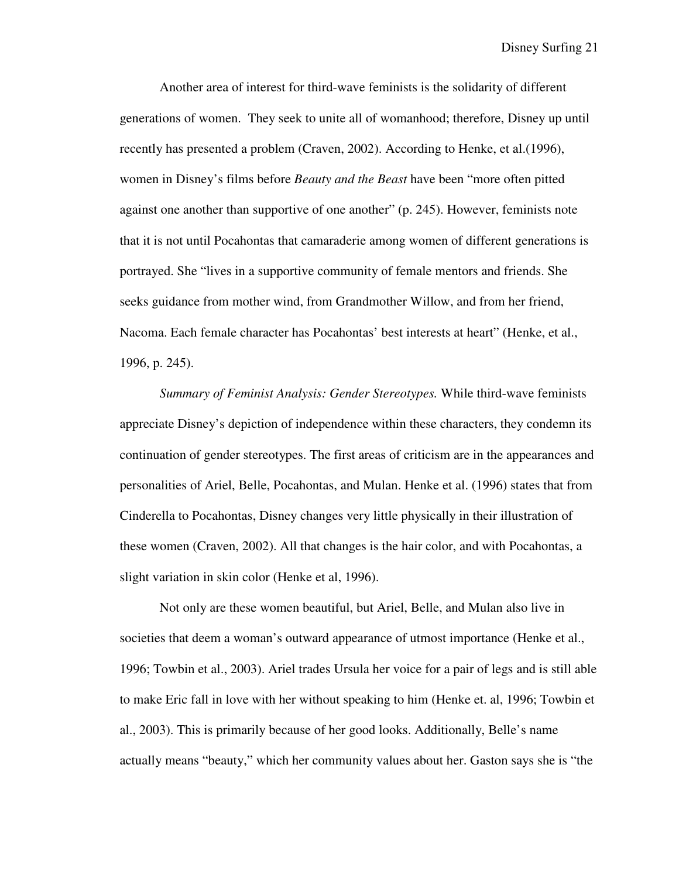Another area of interest for third-wave feminists is the solidarity of different generations of women. They seek to unite all of womanhood; therefore, Disney up until recently has presented a problem (Craven, 2002). According to Henke, et al.(1996), women in Disney's films before *Beauty and the Beast* have been "more often pitted against one another than supportive of one another" (p. 245). However, feminists note that it is not until Pocahontas that camaraderie among women of different generations is portrayed. She "lives in a supportive community of female mentors and friends. She seeks guidance from mother wind, from Grandmother Willow, and from her friend, Nacoma. Each female character has Pocahontas' best interests at heart" (Henke, et al., 1996, p. 245).

*Summary of Feminist Analysis: Gender Stereotypes.* While third-wave feminists appreciate Disney's depiction of independence within these characters, they condemn its continuation of gender stereotypes. The first areas of criticism are in the appearances and personalities of Ariel, Belle, Pocahontas, and Mulan. Henke et al. (1996) states that from Cinderella to Pocahontas, Disney changes very little physically in their illustration of these women (Craven, 2002). All that changes is the hair color, and with Pocahontas, a slight variation in skin color (Henke et al, 1996).

Not only are these women beautiful, but Ariel, Belle, and Mulan also live in societies that deem a woman's outward appearance of utmost importance (Henke et al., 1996; Towbin et al., 2003). Ariel trades Ursula her voice for a pair of legs and is still able to make Eric fall in love with her without speaking to him (Henke et. al, 1996; Towbin et al., 2003). This is primarily because of her good looks. Additionally, Belle's name actually means "beauty," which her community values about her. Gaston says she is "the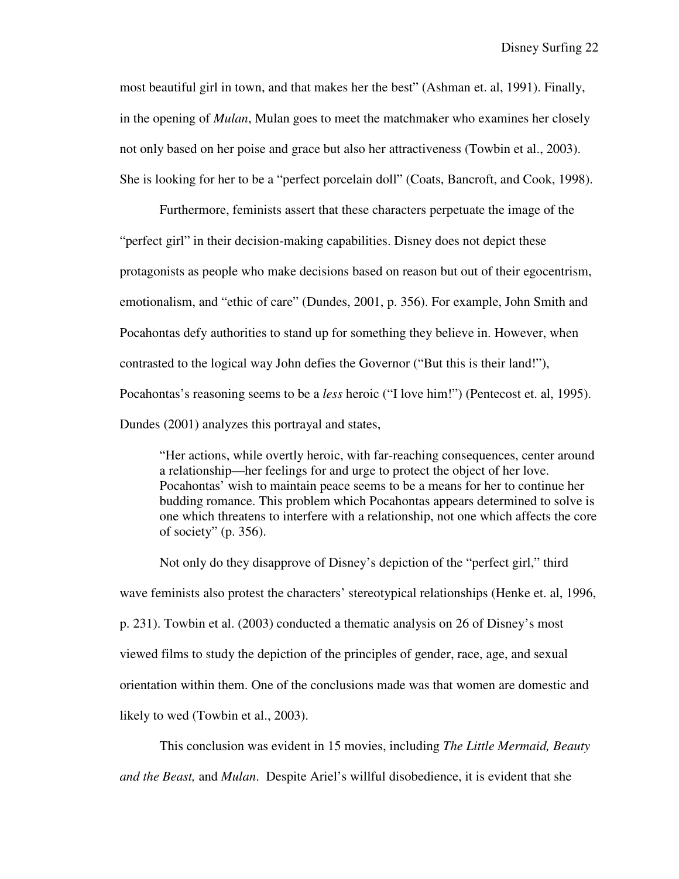most beautiful girl in town, and that makes her the best" (Ashman et. al, 1991). Finally, in the opening of *Mulan*, Mulan goes to meet the matchmaker who examines her closely not only based on her poise and grace but also her attractiveness (Towbin et al., 2003). She is looking for her to be a "perfect porcelain doll" (Coats, Bancroft, and Cook, 1998).

Furthermore, feminists assert that these characters perpetuate the image of the "perfect girl" in their decision-making capabilities. Disney does not depict these protagonists as people who make decisions based on reason but out of their egocentrism, emotionalism, and "ethic of care" (Dundes, 2001, p. 356). For example, John Smith and Pocahontas defy authorities to stand up for something they believe in. However, when contrasted to the logical way John defies the Governor ("But this is their land!"), Pocahontas's reasoning seems to be a *less* heroic ("I love him!") (Pentecost et. al, 1995). Dundes (2001) analyzes this portrayal and states,

> "Her actions, while overtly heroic, with far-reaching consequences, center around a relationship—her feelings for and urge to protect the object of her love. Pocahontas' wish to maintain peace seems to be a means for her to continue her budding romance. This problem which Pocahontas appears determined to solve is one which threatens to interfere with a relationship, not one which affects the core of society" (p. 356).

Not only do they disapprove of Disney's depiction of the "perfect girl," third wave feminists also protest the characters' stereotypical relationships (Henke et. al, 1996, p. 231). Towbin et al. (2003) conducted a thematic analysis on 26 of Disney's most viewed films to study the depiction of the principles of gender, race, age, and sexual orientation within them. One of the conclusions made was that women are domestic and likely to wed (Towbin et al., 2003).

This conclusion was evident in 15 movies, including *The Little Mermaid, Beauty and the Beast,* and *Mulan*. Despite Ariel's willful disobedience, it is evident that she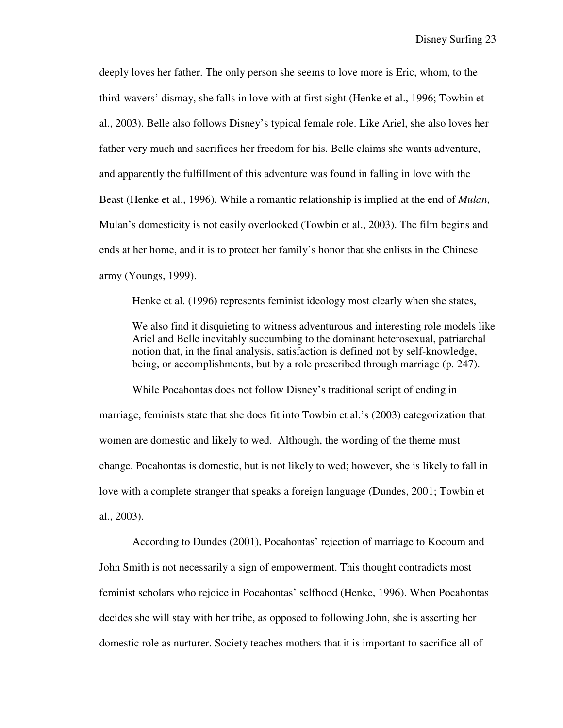deeply loves her father. The only person she seems to love more is Eric, whom, to the third-wavers' dismay, she falls in love with at first sight (Henke et al., 1996; Towbin et al., 2003). Belle also follows Disney's typical female role. Like Ariel, she also loves her father very much and sacrifices her freedom for his. Belle claims she wants adventure, and apparently the fulfillment of this adventure was found in falling in love with the Beast (Henke et al., 1996). While a romantic relationship is implied at the end of *Mulan*, Mulan's domesticity is not easily overlooked (Towbin et al., 2003). The film begins and ends at her home, and it is to protect her family's honor that she enlists in the Chinese army (Youngs, 1999).

Henke et al. (1996) represents feminist ideology most clearly when she states,

> We also find it disquieting to witness adventurous and interesting role models like Ariel and Belle inevitably succumbing to the dominant heterosexual, patriarchal notion that, in the final analysis, satisfaction is defined not by self-knowledge, being, or accomplishments, but by a role prescribed through marriage (p. 247).

While Pocahontas does not follow Disney's traditional script of ending in marriage, feminists state that she does fit into Towbin et al.'s (2003) categorization that women are domestic and likely to wed. Although, the wording of the theme must change. Pocahontas is domestic, but is not likely to wed; however, she is likely to fall in love with a complete stranger that speaks a foreign language (Dundes, 2001; Towbin et al., 2003).

According to Dundes (2001), Pocahontas' rejection of marriage to Kocoum and John Smith is not necessarily a sign of empowerment. This thought contradicts most feminist scholars who rejoice in Pocahontas' selfhood (Henke, 1996). When Pocahontas decides she will stay with her tribe, as opposed to following John, she is asserting her domestic role as nurturer. Society teaches mothers that it is important to sacrifice all of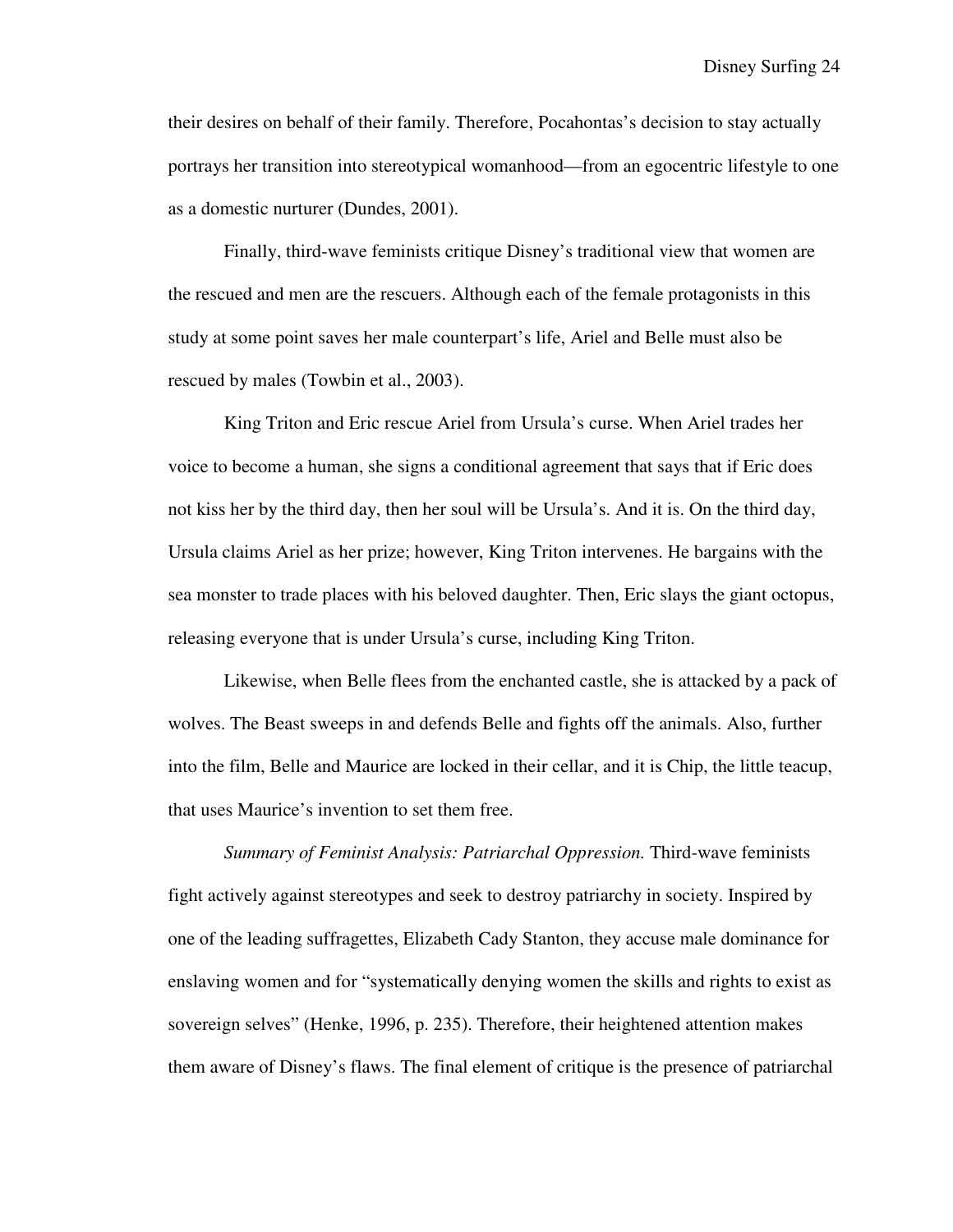their desires on behalf of their family. Therefore, Pocahontas's decision to stay actually portrays her transition into stereotypical womanhood—from an egocentric lifestyle to one as a domestic nurturer (Dundes, 2001).

Finally, third-wave feminists critique Disney's traditional view that women are the rescued and men are the rescuers. Although each of the female protagonists in this study at some point saves her male counterpart's life, Ariel and Belle must also be rescued by males (Towbin et al., 2003).

King Triton and Eric rescue Ariel from Ursula's curse. When Ariel trades her voice to become a human, she signs a conditional agreement that says that if Eric does not kiss her by the third day, then her soul will be Ursula's. And it is. On the third day, Ursula claims Ariel as her prize; however, King Triton intervenes. He bargains with the sea monster to trade places with his beloved daughter. Then, Eric slays the giant octopus, releasing everyone that is under Ursula's curse, including King Triton.

Likewise, when Belle flees from the enchanted castle, she is attacked by a pack of wolves. The Beast sweeps in and defends Belle and fights off the animals. Also, further into the film, Belle and Maurice are locked in their cellar, and it is Chip, the little teacup, that uses Maurice's invention to set them free.

*Summary of Feminist Analysis: Patriarchal Oppression.* Third-wave feminists fight actively against stereotypes and seek to destroy patriarchy in society. Inspired by one of the leading suffragettes, Elizabeth Cady Stanton, they accuse male dominance for enslaving women and for "systematically denying women the skills and rights to exist as sovereign selves" (Henke, 1996, p. 235). Therefore, their heightened attention makes them aware of Disney's flaws. The final element of critique is the presence of patriarchal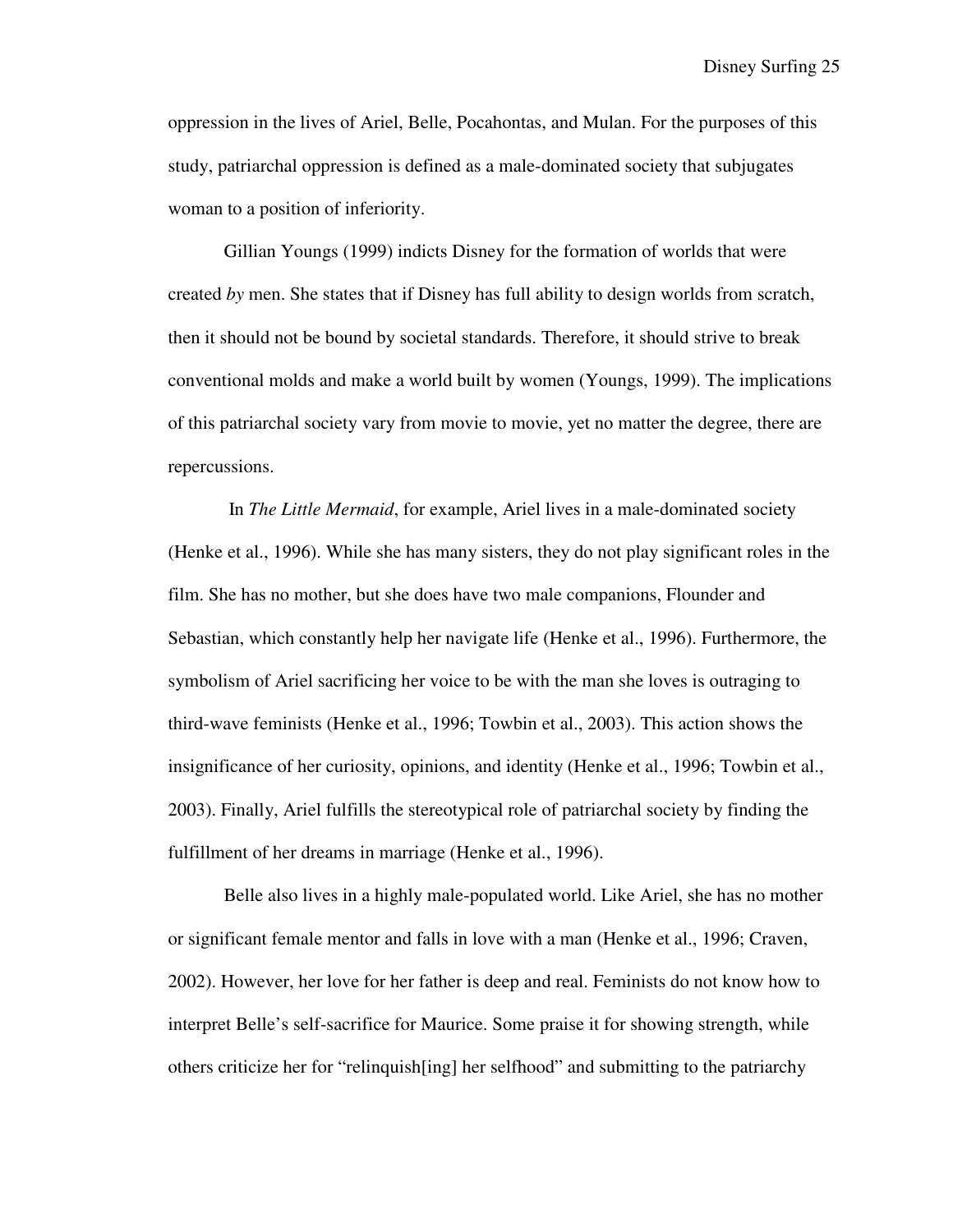oppression in the lives of Ariel, Belle, Pocahontas, and Mulan. For the purposes of this study, patriarchal oppression is defined as a male-dominated society that subjugates woman to a position of inferiority.

Gillian Youngs (1999) indicts Disney for the formation of worlds that were created *by* men. She states that if Disney has full ability to design worlds from scratch, then it should not be bound by societal standards. Therefore, it should strive to break conventional molds and make a world built by women (Youngs, 1999). The implications of this patriarchal society vary from movie to movie, yet no matter the degree, there are repercussions.

In *The Little Mermaid*, for example, Ariel lives in a male-dominated society (Henke et al., 1996). While she has many sisters, they do not play significant roles in the film. She has no mother, but she does have two male companions, Flounder and Sebastian, which constantly help her navigate life (Henke et al., 1996). Furthermore, the symbolism of Ariel sacrificing her voice to be with the man she loves is outraging to third-wave feminists (Henke et al., 1996; Towbin et al., 2003). This action shows the insignificance of her curiosity, opinions, and identity (Henke et al., 1996; Towbin et al., 2003). Finally, Ariel fulfills the stereotypical role of patriarchal society by finding the fulfillment of her dreams in marriage (Henke et al., 1996).

Belle also lives in a highly male-populated world. Like Ariel, she has no mother or significant female mentor and falls in love with a man (Henke et al., 1996; Craven, 2002). However, her love for her father is deep and real. Feminists do not know how to interpret Belle's self-sacrifice for Maurice. Some praise it for showing strength, while others criticize her for "relinquish[ing] her selfhood" and submitting to the patriarchy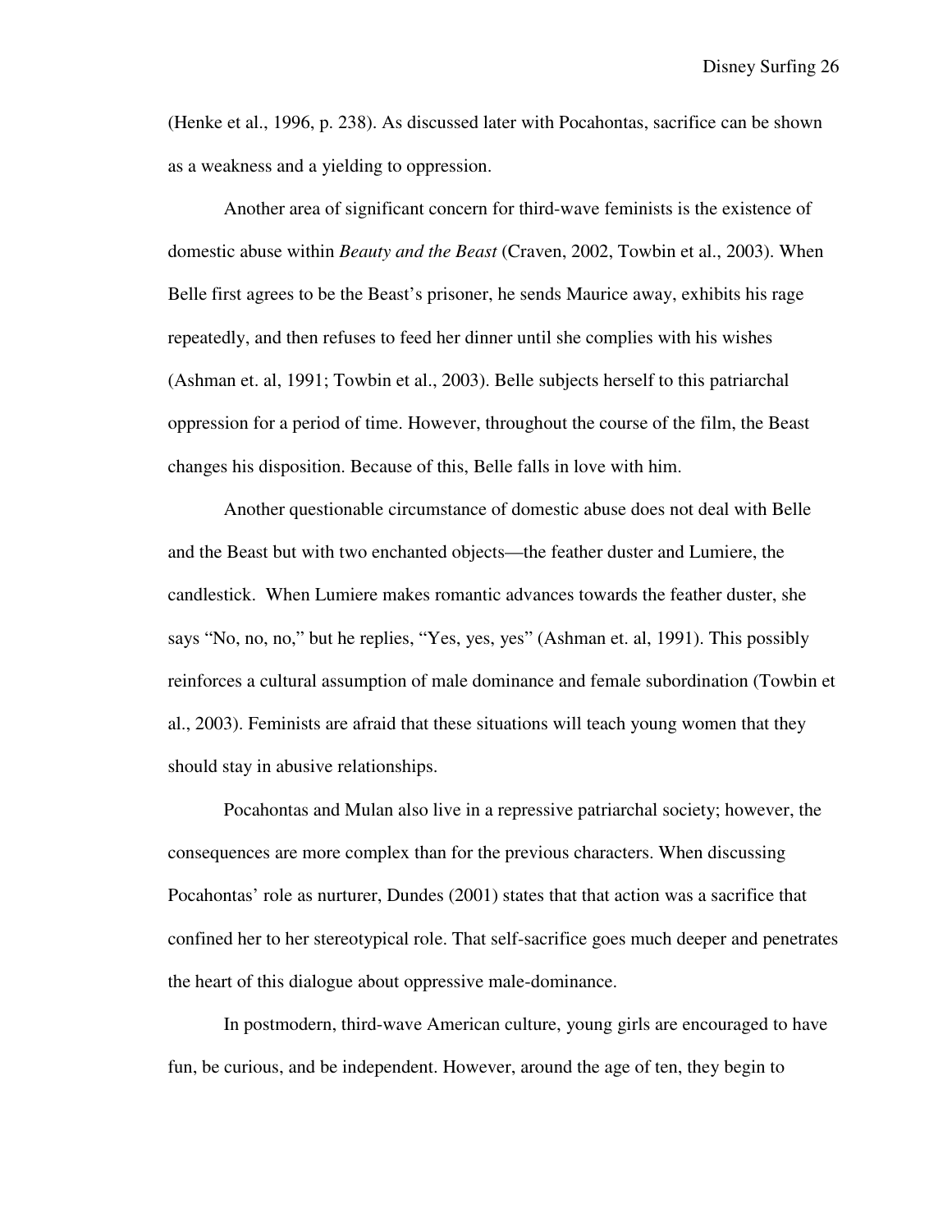(Henke et al., 1996, p. 238). As discussed later with Pocahontas, sacrifice can be shown as a weakness and a yielding to oppression.

Another area of significant concern for third-wave feminists is the existence of domestic abuse within *Beauty and the Beast* (Craven, 2002, Towbin et al., 2003). When Belle first agrees to be the Beast's prisoner, he sends Maurice away, exhibits his rage repeatedly, and then refuses to feed her dinner until she complies with his wishes (Ashman et. al, 1991; Towbin et al., 2003). Belle subjects herself to this patriarchal oppression for a period of time. However, throughout the course of the film, the Beast changes his disposition. Because of this, Belle falls in love with him.

Another questionable circumstance of domestic abuse does not deal with Belle and the Beast but with two enchanted objects—the feather duster and Lumiere, the candlestick. When Lumiere makes romantic advances towards the feather duster, she says "No, no, no," but he replies, "Yes, yes, yes" (Ashman et. al, 1991). This possibly reinforces a cultural assumption of male dominance and female subordination (Towbin et al., 2003). Feminists are afraid that these situations will teach young women that they should stay in abusive relationships.

Pocahontas and Mulan also live in a repressive patriarchal society; however, the consequences are more complex than for the previous characters. When discussing Pocahontas' role as nurturer, Dundes (2001) states that that action was a sacrifice that confined her to her stereotypical role. That self-sacrifice goes much deeper and penetrates the heart of this dialogue about oppressive male-dominance.

In postmodern, third-wave American culture, young girls are encouraged to have fun, be curious, and be independent. However, around the age of ten, they begin to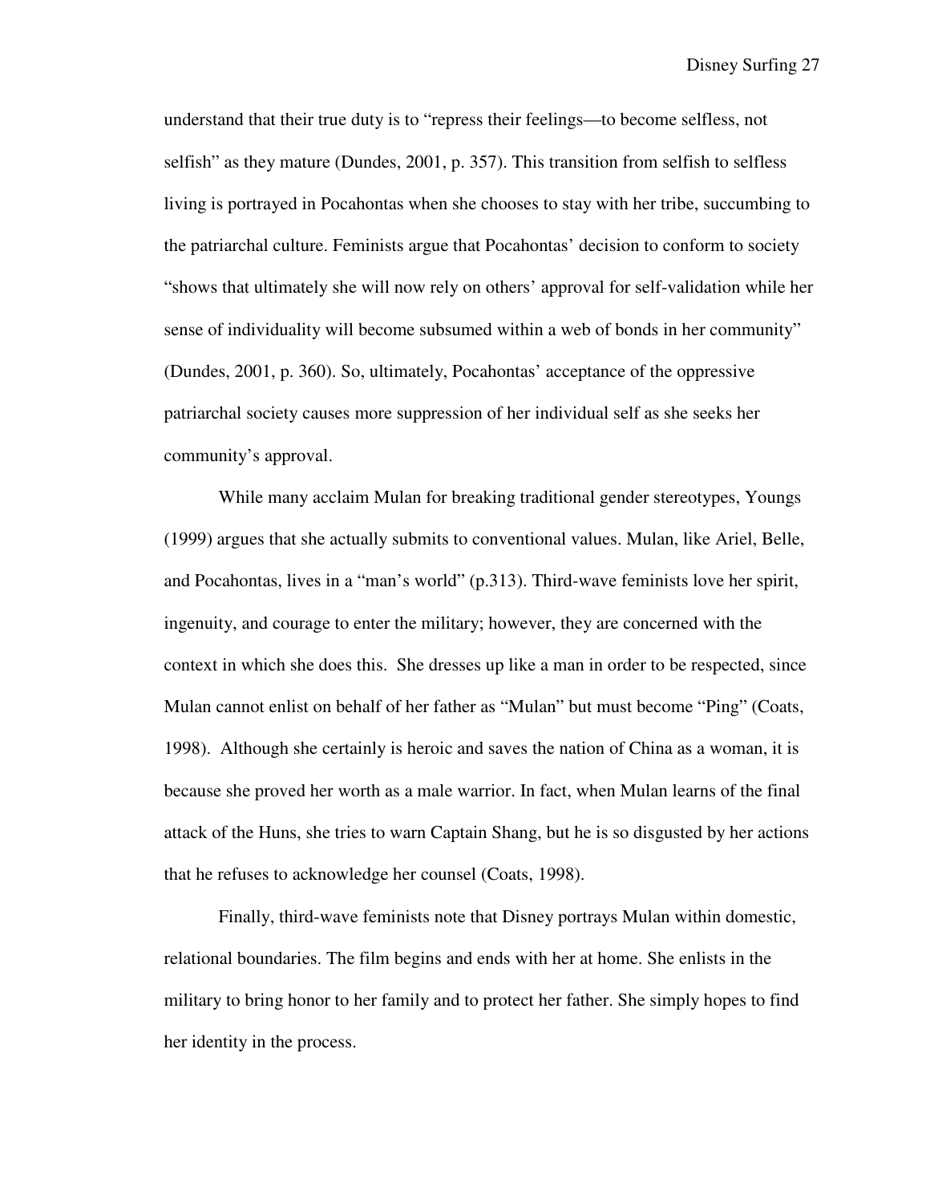understand that their true duty is to "repress their feelings—to become selfless, not selfish" as they mature (Dundes, 2001, p. 357). This transition from selfish to selfless living is portrayed in Pocahontas when she chooses to stay with her tribe, succumbing to the patriarchal culture. Feminists argue that Pocahontas' decision to conform to society "shows that ultimately she will now rely on others' approval for self-validation while her sense of individuality will become subsumed within a web of bonds in her community" (Dundes, 2001, p. 360). So, ultimately, Pocahontas' acceptance of the oppressive patriarchal society causes more suppression of her individual self as she seeks her community's approval.

While many acclaim Mulan for breaking traditional gender stereotypes, Youngs (1999) argues that she actually submits to conventional values. Mulan, like Ariel, Belle, and Pocahontas, lives in a "man's world" (p.313). Third-wave feminists love her spirit, ingenuity, and courage to enter the military; however, they are concerned with the context in which she does this. She dresses up like a man in order to be respected, since Mulan cannot enlist on behalf of her father as "Mulan" but must become "Ping" (Coats, 1998). Although she certainly is heroic and saves the nation of China as a woman, it is because she proved her worth as a male warrior. In fact, when Mulan learns of the final attack of the Huns, she tries to warn Captain Shang, but he is so disgusted by her actions that he refuses to acknowledge her counsel (Coats, 1998).

Finally, third-wave feminists note that Disney portrays Mulan within domestic, relational boundaries. The film begins and ends with her at home. She enlists in the military to bring honor to her family and to protect her father. She simply hopes to find her identity in the process.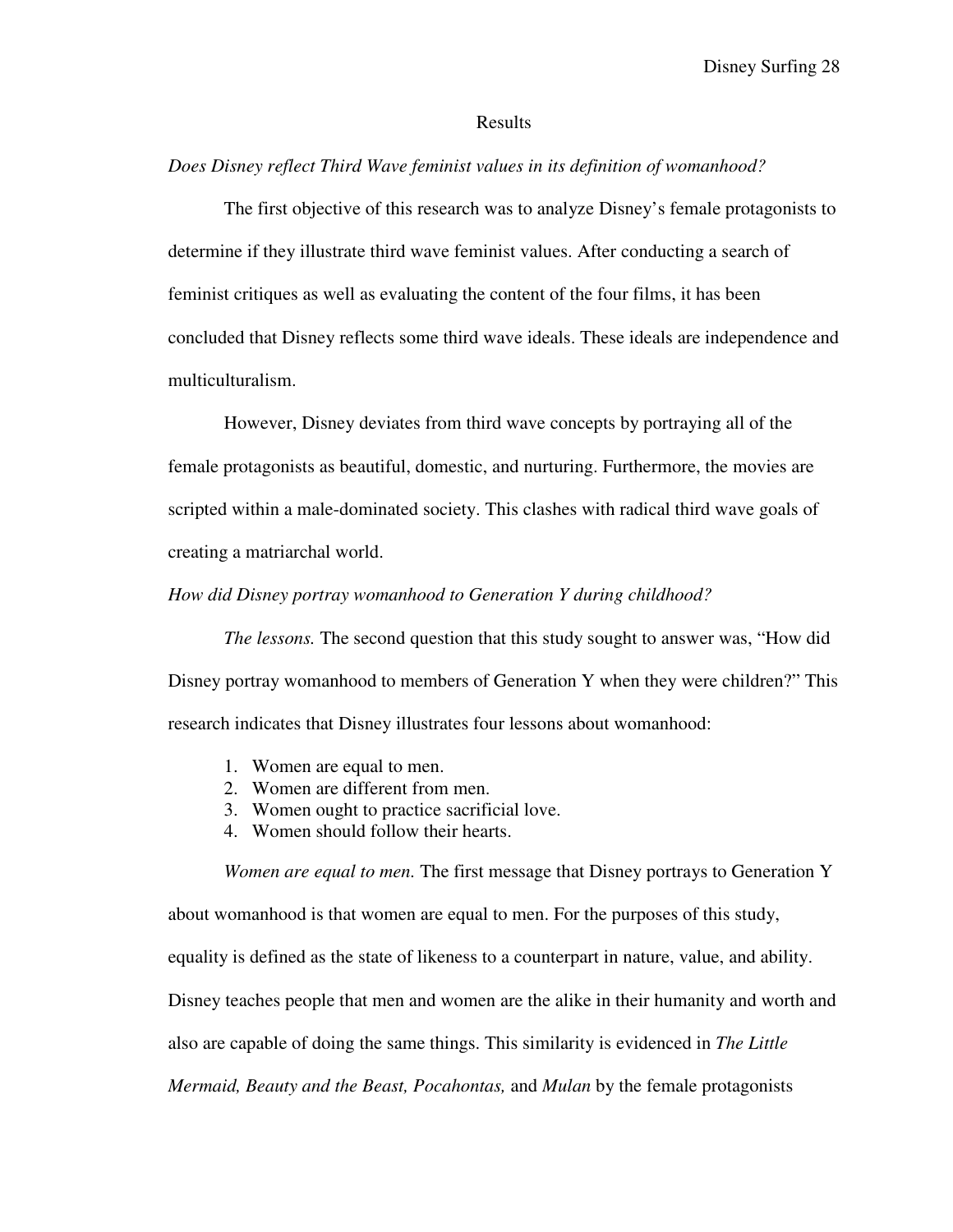## Results

*Does Disney reflect Third Wave feminist values in its definition of womanhood?*

The first objective of this research was to analyze Disney's female protagonists to determine if they illustrate third wave feminist values. After conducting a search of feminist critiques as well as evaluating the content of the four films, it has been concluded that Disney reflects some third wave ideals. These ideals are independence and multiculturalism.

However, Disney deviates from third wave concepts by portraying all of the female protagonists as beautiful, domestic, and nurturing. Furthermore, the movies are scripted within a male-dominated society. This clashes with radical third wave goals of creating a matriarchal world.

*How did Disney portray womanhood to Generation Y during childhood?*

*The lessons.* The second question that this study sought to answer was, "How did Disney portray womanhood to members of Generation Y when they were children?" This research indicates that Disney illustrates four lessons about womanhood:

1. Women are equal to men.
2. Women are different from men.
3. Women ought to practice sacrificial love.
4. Women should follow their hearts.

*Women are equal to men.* The first message that Disney portrays to Generation Y about womanhood is that women are equal to men. For the purposes of this study, equality is defined as the state of likeness to a counterpart in nature, value, and ability. Disney teaches people that men and women are the alike in their humanity and worth and also are capable of doing the same things. This similarity is evidenced in *The Little Mermaid, Beauty and the Beast, Pocahontas,* and *Mulan* by the female protagonists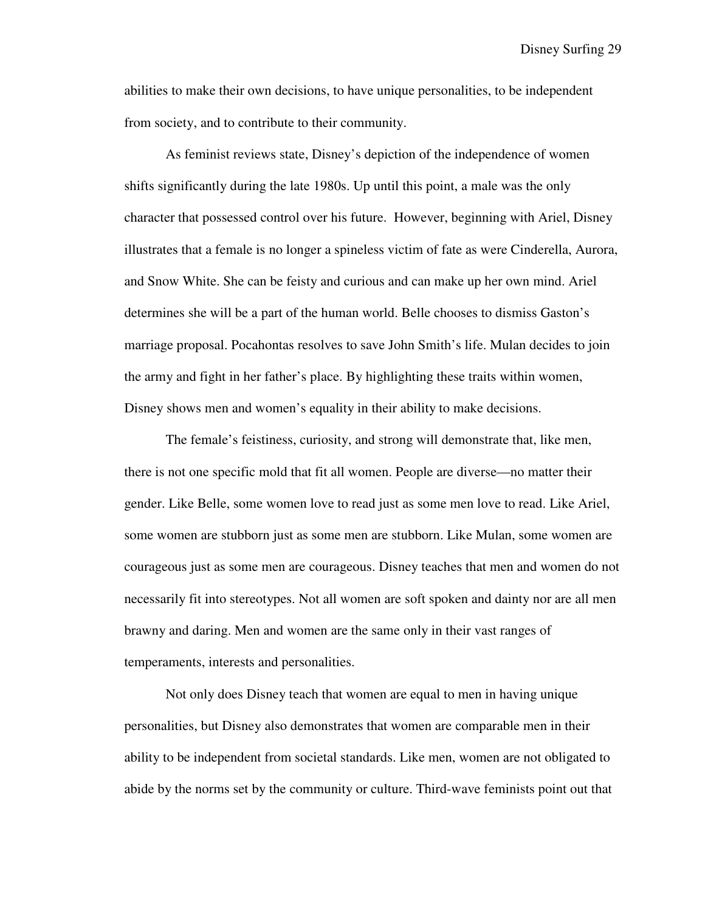abilities to make their own decisions, to have unique personalities, to be independent from society, and to contribute to their community.

As feminist reviews state, Disney's depiction of the independence of women shifts significantly during the late 1980s. Up until this point, a male was the only character that possessed control over his future. However, beginning with Ariel, Disney illustrates that a female is no longer a spineless victim of fate as were Cinderella, Aurora, and Snow White. She can be feisty and curious and can make up her own mind. Ariel determines she will be a part of the human world. Belle chooses to dismiss Gaston's marriage proposal. Pocahontas resolves to save John Smith's life. Mulan decides to join the army and fight in her father's place. By highlighting these traits within women, Disney shows men and women's equality in their ability to make decisions.

The female's feistiness, curiosity, and strong will demonstrate that, like men, there is not one specific mold that fit all women. People are diverse—no matter their gender. Like Belle, some women love to read just as some men love to read. Like Ariel, some women are stubborn just as some men are stubborn. Like Mulan, some women are courageous just as some men are courageous. Disney teaches that men and women do not necessarily fit into stereotypes. Not all women are soft spoken and dainty nor are all men brawny and daring. Men and women are the same only in their vast ranges of temperaments, interests and personalities.

Not only does Disney teach that women are equal to men in having unique personalities, but Disney also demonstrates that women are comparable men in their ability to be independent from societal standards. Like men, women are not obligated to abide by the norms set by the community or culture. Third-wave feminists point out that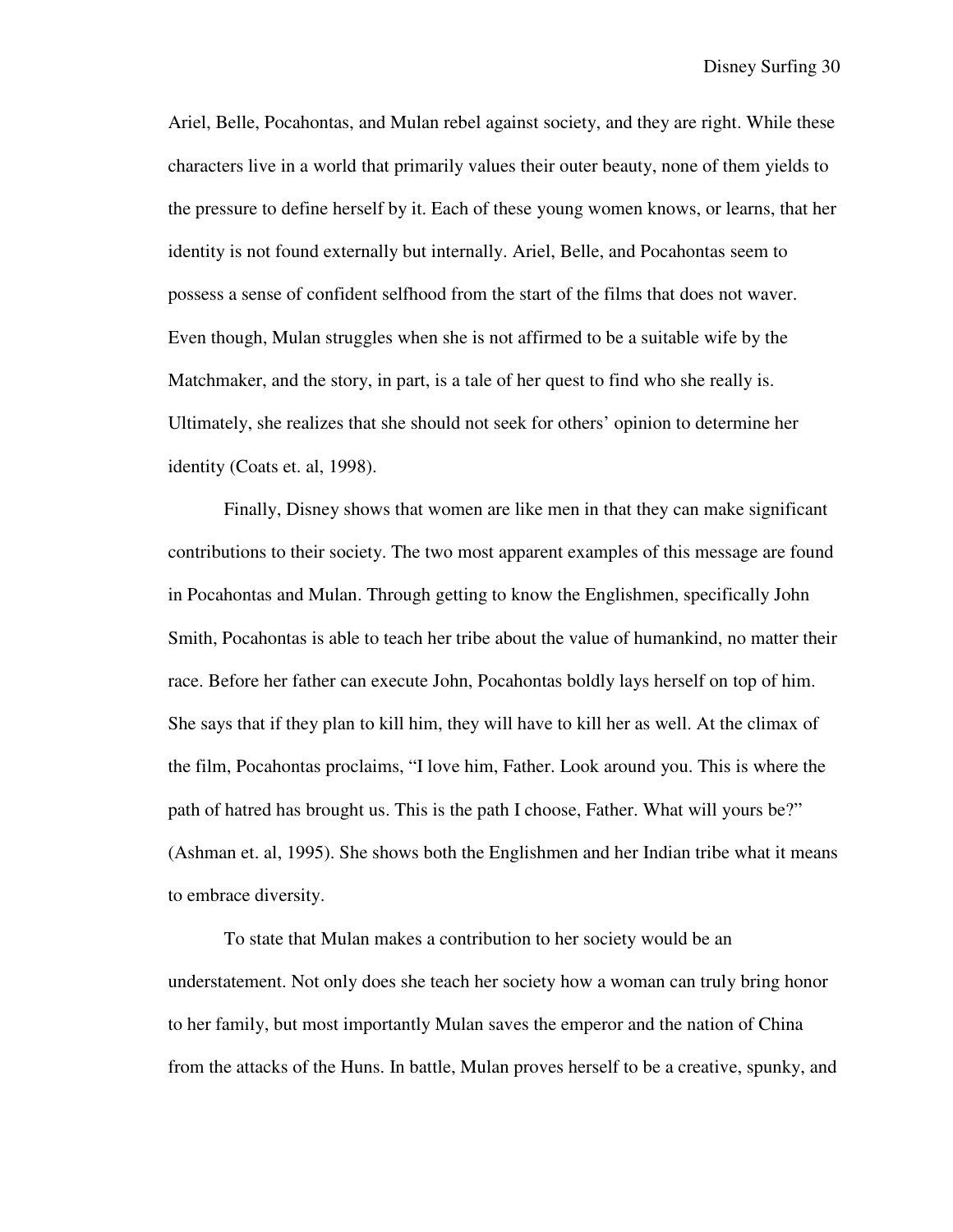Ariel, Belle, Pocahontas, and Mulan rebel against society, and they are right. While these characters live in a world that primarily values their outer beauty, none of them yields to the pressure to define herself by it. Each of these young women knows, or learns, that her identity is not found externally but internally. Ariel, Belle, and Pocahontas seem to possess a sense of confident selfhood from the start of the films that does not waver. Even though, Mulan struggles when she is not affirmed to be a suitable wife by the Matchmaker, and the story, in part, is a tale of her quest to find who she really is. Ultimately, she realizes that she should not seek for others' opinion to determine her identity (Coats et. al, 1998).

Finally, Disney shows that women are like men in that they can make significant contributions to their society. The two most apparent examples of this message are found in Pocahontas and Mulan. Through getting to know the Englishmen, specifically John Smith, Pocahontas is able to teach her tribe about the value of humankind, no matter their race. Before her father can execute John, Pocahontas boldly lays herself on top of him. She says that if they plan to kill him, they will have to kill her as well. At the climax of the film, Pocahontas proclaims, "I love him, Father. Look around you. This is where the path of hatred has brought us. This is the path I choose, Father. What will yours be?" (Ashman et. al, 1995). She shows both the Englishmen and her Indian tribe what it means to embrace diversity.

To state that Mulan makes a contribution to her society would be an understatement. Not only does she teach her society how a woman can truly bring honor to her family, but most importantly Mulan saves the emperor and the nation of China from the attacks of the Huns. In battle, Mulan proves herself to be a creative, spunky, and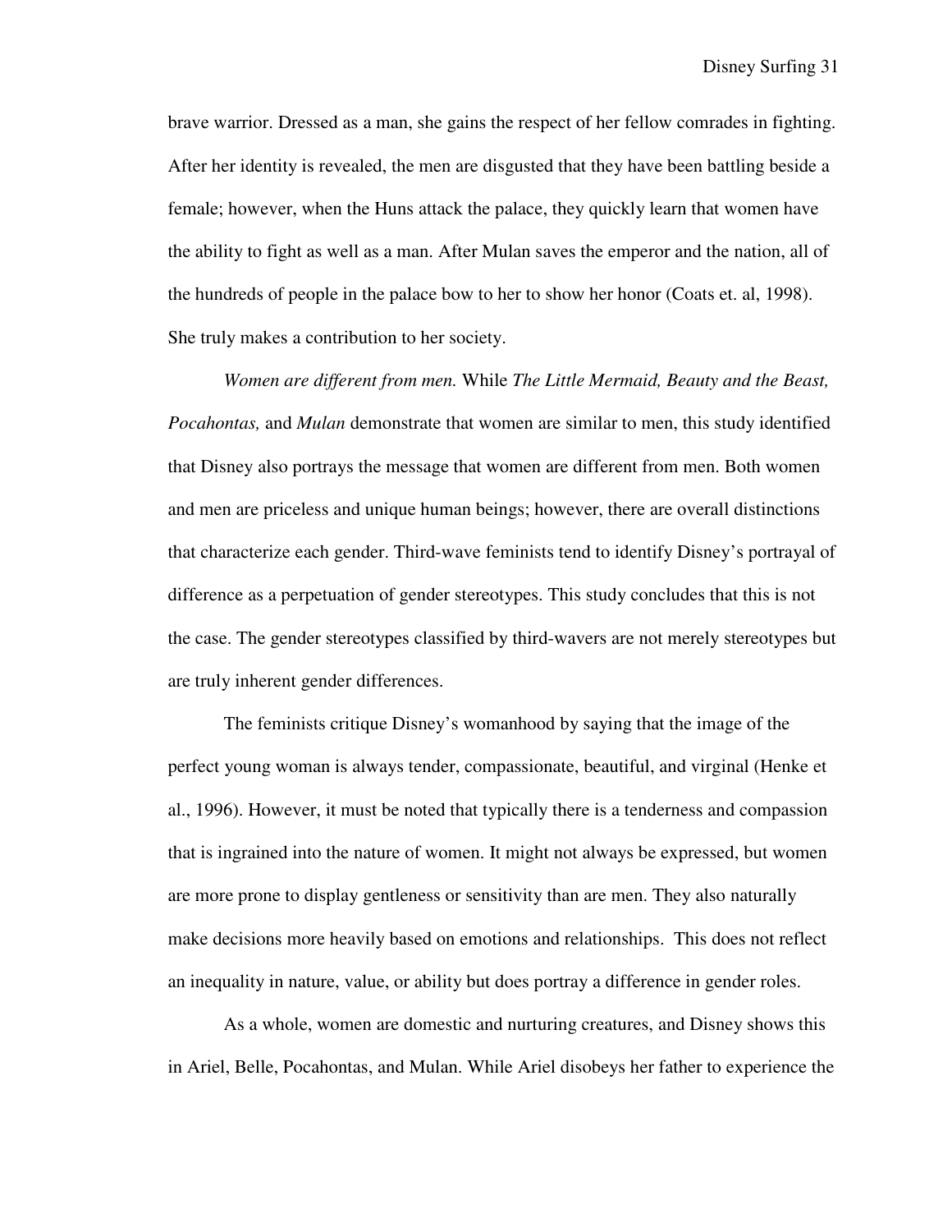brave warrior. Dressed as a man, she gains the respect of her fellow comrades in fighting. After her identity is revealed, the men are disgusted that they have been battling beside a female; however, when the Huns attack the palace, they quickly learn that women have the ability to fight as well as a man. After Mulan saves the emperor and the nation, all of the hundreds of people in the palace bow to her to show her honor (Coats et. al, 1998). She truly makes a contribution to her society.

*Women are different from men.* While *The Little Mermaid, Beauty and the Beast, Pocahontas,* and *Mulan* demonstrate that women are similar to men, this study identified that Disney also portrays the message that women are different from men. Both women and men are priceless and unique human beings; however, there are overall distinctions that characterize each gender. Third-wave feminists tend to identify Disney's portrayal of difference as a perpetuation of gender stereotypes. This study concludes that this is not the case. The gender stereotypes classified by third-wavers are not merely stereotypes but are truly inherent gender differences.

The feminists critique Disney's womanhood by saying that the image of the perfect young woman is always tender, compassionate, beautiful, and virginal (Henke et al., 1996). However, it must be noted that typically there is a tenderness and compassion that is ingrained into the nature of women. It might not always be expressed, but women are more prone to display gentleness or sensitivity than are men. They also naturally make decisions more heavily based on emotions and relationships. This does not reflect an inequality in nature, value, or ability but does portray a difference in gender roles.

As a whole, women are domestic and nurturing creatures, and Disney shows this in Ariel, Belle, Pocahontas, and Mulan. While Ariel disobeys her father to experience the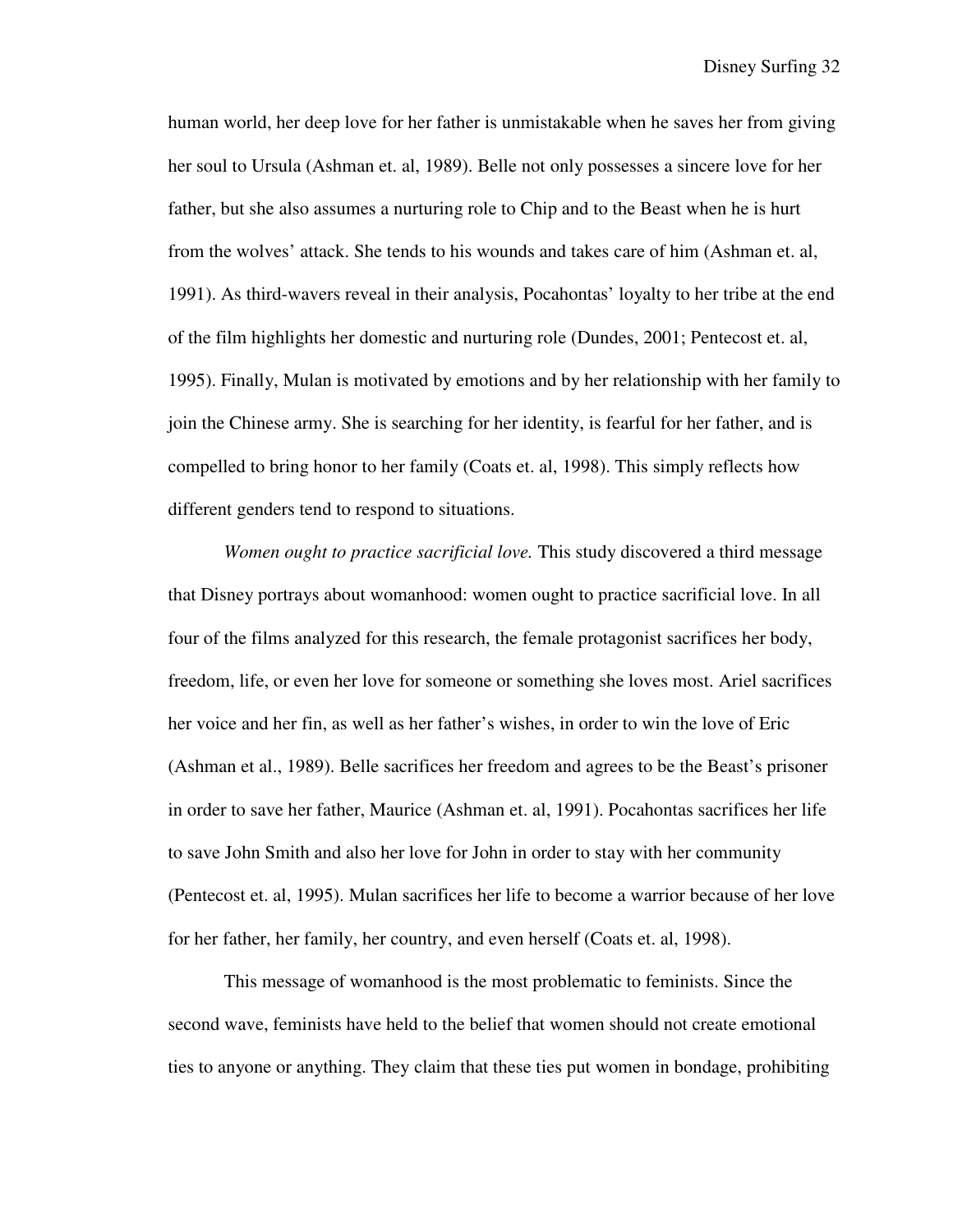human world, her deep love for her father is unmistakable when he saves her from giving her soul to Ursula (Ashman et. al, 1989). Belle not only possesses a sincere love for her father, but she also assumes a nurturing role to Chip and to the Beast when he is hurt from the wolves' attack. She tends to his wounds and takes care of him (Ashman et. al, 1991). As third-wavers reveal in their analysis, Pocahontas' loyalty to her tribe at the end of the film highlights her domestic and nurturing role (Dundes, 2001; Pentecost et. al, 1995). Finally, Mulan is motivated by emotions and by her relationship with her family to join the Chinese army. She is searching for her identity, is fearful for her father, and is compelled to bring honor to her family (Coats et. al, 1998). This simply reflects how different genders tend to respond to situations.

*Women ought to practice sacrificial love.* This study discovered a third message that Disney portrays about womanhood: women ought to practice sacrificial love. In all four of the films analyzed for this research, the female protagonist sacrifices her body, freedom, life, or even her love for someone or something she loves most. Ariel sacrifices her voice and her fin, as well as her father's wishes, in order to win the love of Eric (Ashman et al., 1989). Belle sacrifices her freedom and agrees to be the Beast's prisoner in order to save her father, Maurice (Ashman et. al, 1991). Pocahontas sacrifices her life to save John Smith and also her love for John in order to stay with her community (Pentecost et. al, 1995). Mulan sacrifices her life to become a warrior because of her love for her father, her family, her country, and even herself (Coats et. al, 1998).

This message of womanhood is the most problematic to feminists. Since the second wave, feminists have held to the belief that women should not create emotional ties to anyone or anything. They claim that these ties put women in bondage, prohibiting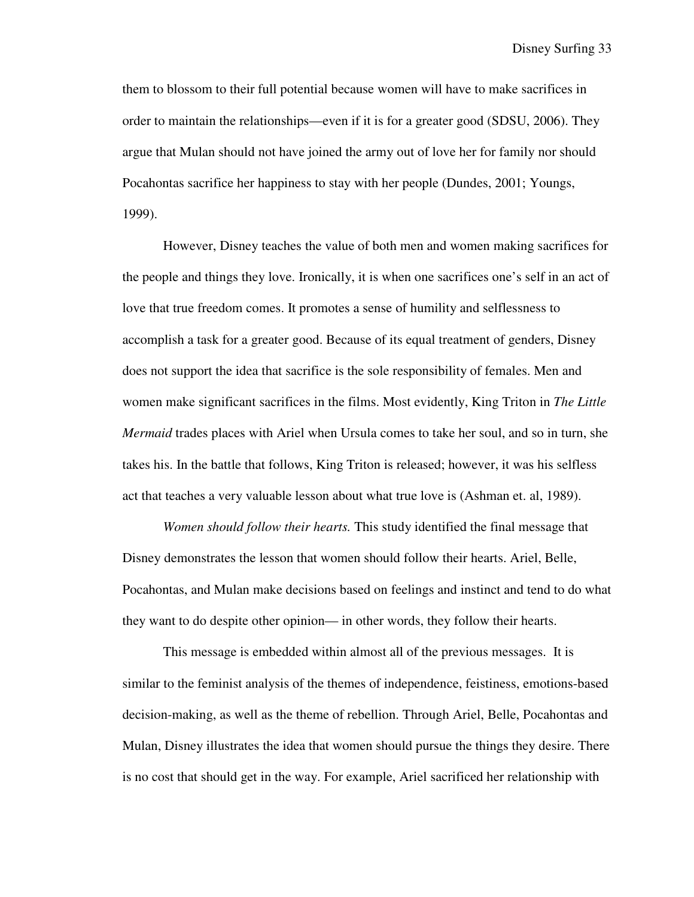them to blossom to their full potential because women will have to make sacrifices in order to maintain the relationships—even if it is for a greater good (SDSU, 2006). They argue that Mulan should not have joined the army out of love her for family nor should Pocahontas sacrifice her happiness to stay with her people (Dundes, 2001; Youngs, 1999).

However, Disney teaches the value of both men and women making sacrifices for the people and things they love. Ironically, it is when one sacrifices one's self in an act of love that true freedom comes. It promotes a sense of humility and selflessness to accomplish a task for a greater good. Because of its equal treatment of genders, Disney does not support the idea that sacrifice is the sole responsibility of females. Men and women make significant sacrifices in the films. Most evidently, King Triton in *The Little Mermaid* trades places with Ariel when Ursula comes to take her soul, and so in turn, she takes his. In the battle that follows, King Triton is released; however, it was his selfless act that teaches a very valuable lesson about what true love is (Ashman et. al, 1989).

*Women should follow their hearts.* This study identified the final message that Disney demonstrates the lesson that women should follow their hearts. Ariel, Belle, Pocahontas, and Mulan make decisions based on feelings and instinct and tend to do what they want to do despite other opinion— in other words, they follow their hearts.

This message is embedded within almost all of the previous messages. It is similar to the feminist analysis of the themes of independence, feistiness, emotions-based decision-making, as well as the theme of rebellion. Through Ariel, Belle, Pocahontas and Mulan, Disney illustrates the idea that women should pursue the things they desire. There is no cost that should get in the way. For example, Ariel sacrificed her relationship with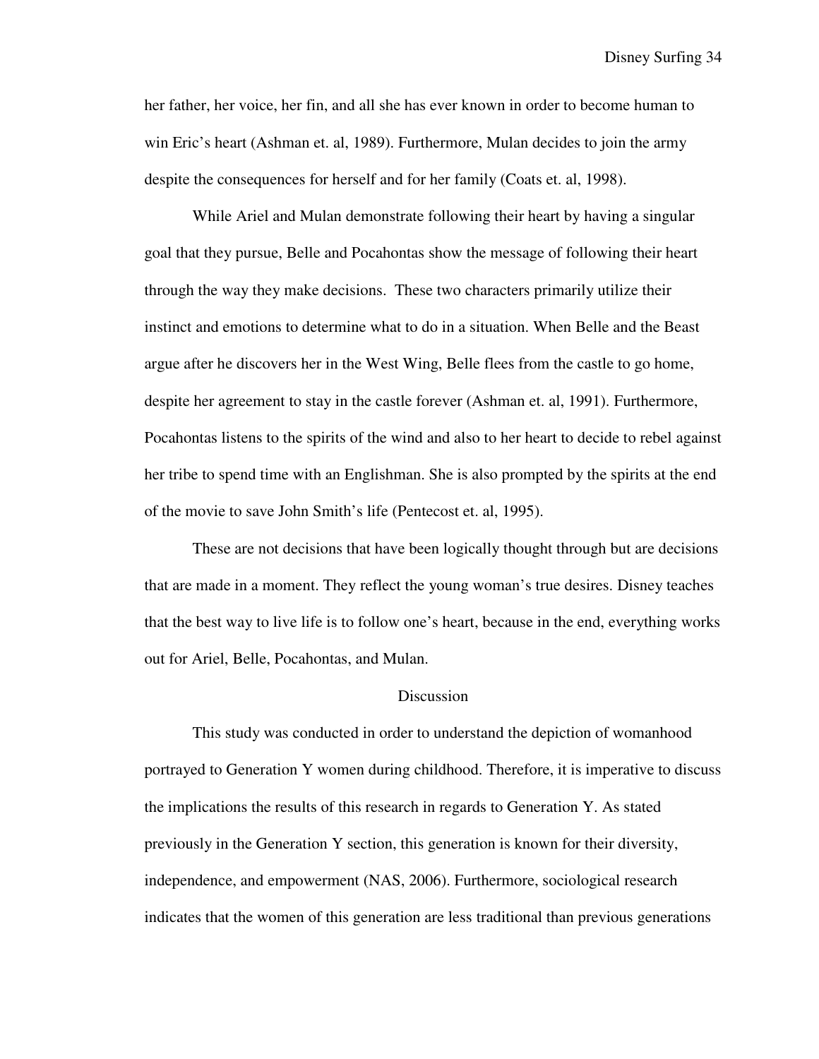her father, her voice, her fin, and all she has ever known in order to become human to win Eric's heart (Ashman et. al, 1989). Furthermore, Mulan decides to join the army despite the consequences for herself and for her family (Coats et. al, 1998).

While Ariel and Mulan demonstrate following their heart by having a singular goal that they pursue, Belle and Pocahontas show the message of following their heart through the way they make decisions. These two characters primarily utilize their instinct and emotions to determine what to do in a situation. When Belle and the Beast argue after he discovers her in the West Wing, Belle flees from the castle to go home, despite her agreement to stay in the castle forever (Ashman et. al, 1991). Furthermore, Pocahontas listens to the spirits of the wind and also to her heart to decide to rebel against her tribe to spend time with an Englishman. She is also prompted by the spirits at the end of the movie to save John Smith's life (Pentecost et. al, 1995).

These are not decisions that have been logically thought through but are decisions that are made in a moment. They reflect the young woman's true desires. Disney teaches that the best way to live life is to follow one's heart, because in the end, everything works out for Ariel, Belle, Pocahontas, and Mulan.

## Discussion

This study was conducted in order to understand the depiction of womanhood portrayed to Generation Y women during childhood. Therefore, it is imperative to discuss the implications the results of this research in regards to Generation Y. As stated previously in the Generation Y section, this generation is known for their diversity, independence, and empowerment (NAS, 2006). Furthermore, sociological research indicates that the women of this generation are less traditional than previous generations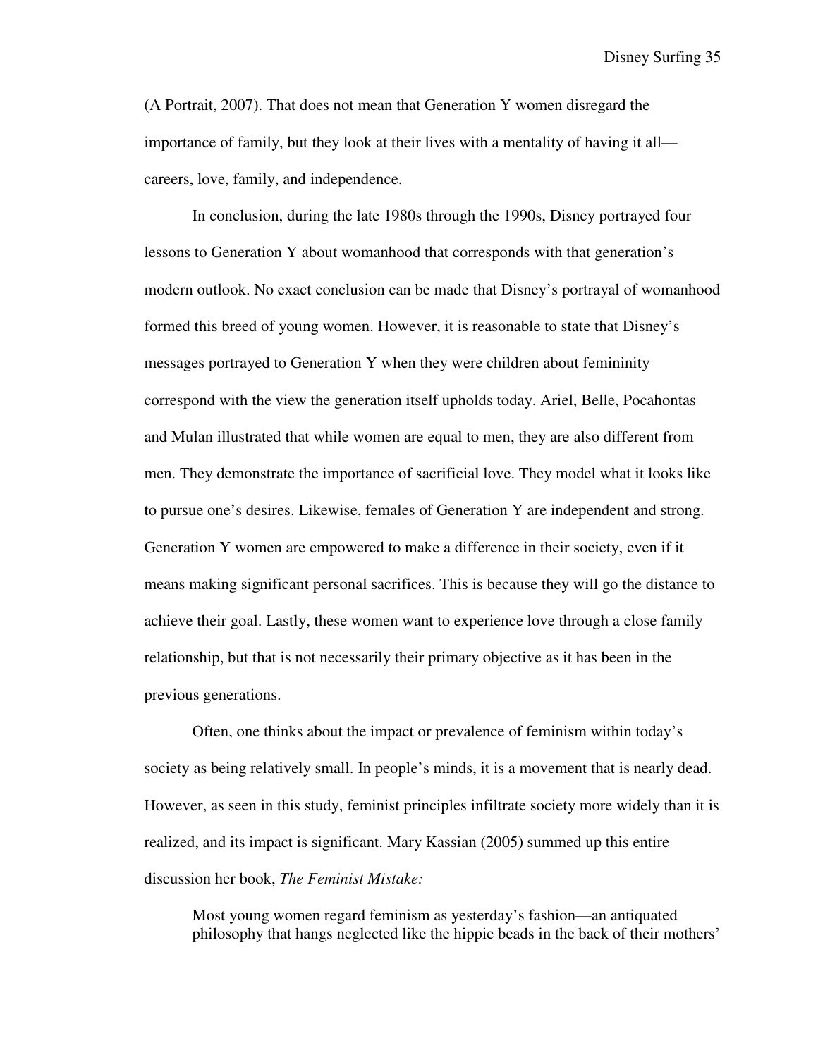(A Portrait, 2007). That does not mean that Generation Y women disregard the importance of family, but they look at their lives with a mentality of having it all—careers, love, family, and independence.

In conclusion, during the late 1980s through the 1990s, Disney portrayed four lessons to Generation Y about womanhood that corresponds with that generation's modern outlook. No exact conclusion can be made that Disney's portrayal of womanhood formed this breed of young women. However, it is reasonable to state that Disney's messages portrayed to Generation Y when they were children about femininity correspond with the view the generation itself upholds today. Ariel, Belle, Pocahontas and Mulan illustrated that while women are equal to men, they are also different from men. They demonstrate the importance of sacrificial love. They model what it looks like to pursue one's desires. Likewise, females of Generation Y are independent and strong. Generation Y women are empowered to make a difference in their society, even if it means making significant personal sacrifices. This is because they will go the distance to achieve their goal. Lastly, these women want to experience love through a close family relationship, but that is not necessarily their primary objective as it has been in the previous generations.

Often, one thinks about the impact or prevalence of feminism within today's society as being relatively small. In people's minds, it is a movement that is nearly dead. However, as seen in this study, feminist principles infiltrate society more widely than it is realized, and its impact is significant. Mary Kassian (2005) summed up this entire discussion her book, *The Feminist Mistake:*

> Most young women regard feminism as yesterday's fashion—an antiquated philosophy that hangs neglected like the hippie beads in the back of their mothers'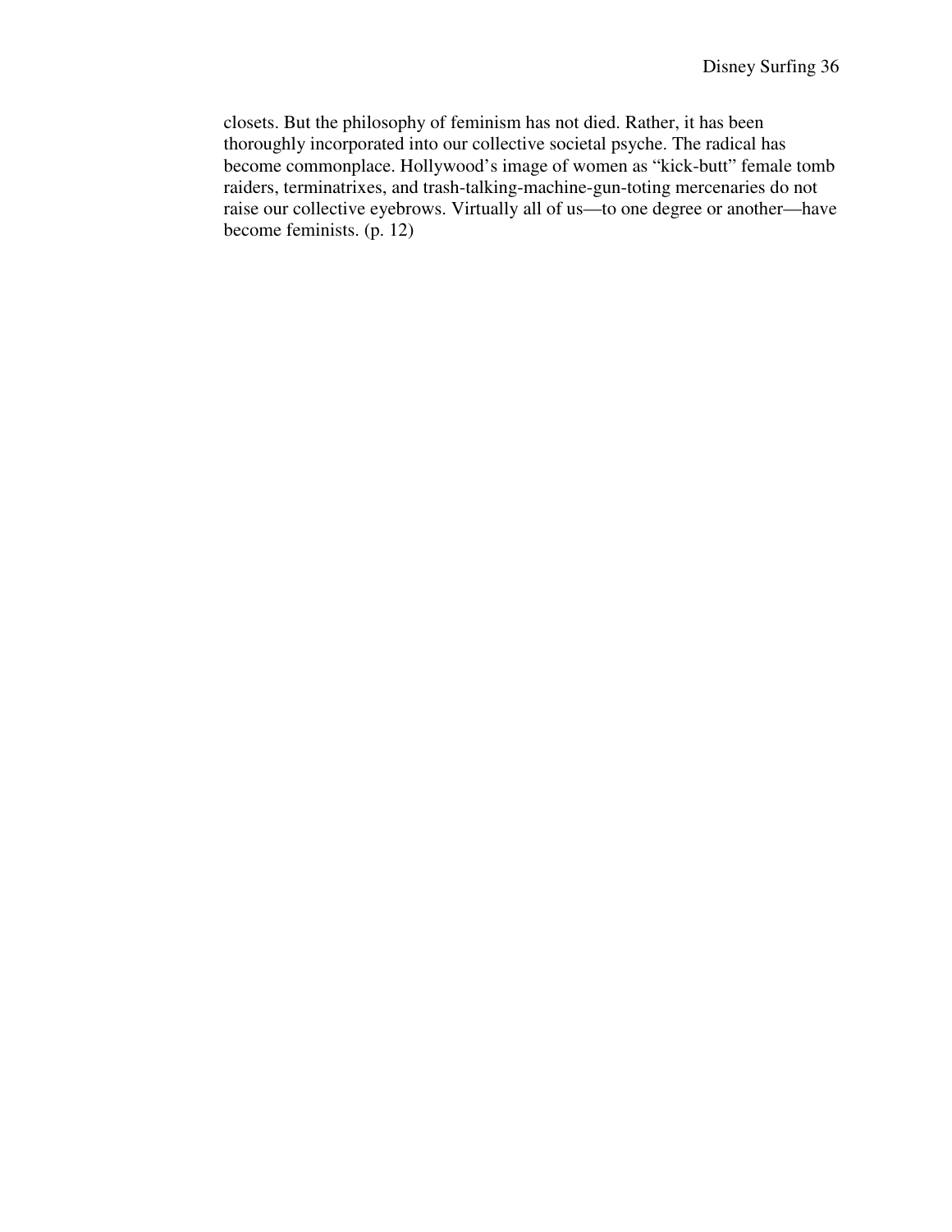> closets. But the philosophy of feminism has not died. Rather, it has been thoroughly incorporated into our collective societal psyche. The radical has become commonplace. Hollywood's image of women as "kick-butt" female tomb raiders, terminatrixes, and trash-talking-machine-gun-toting mercenaries do not raise our collective eyebrows. Virtually all of us—to one degree or another—have become feminists. (p. 12)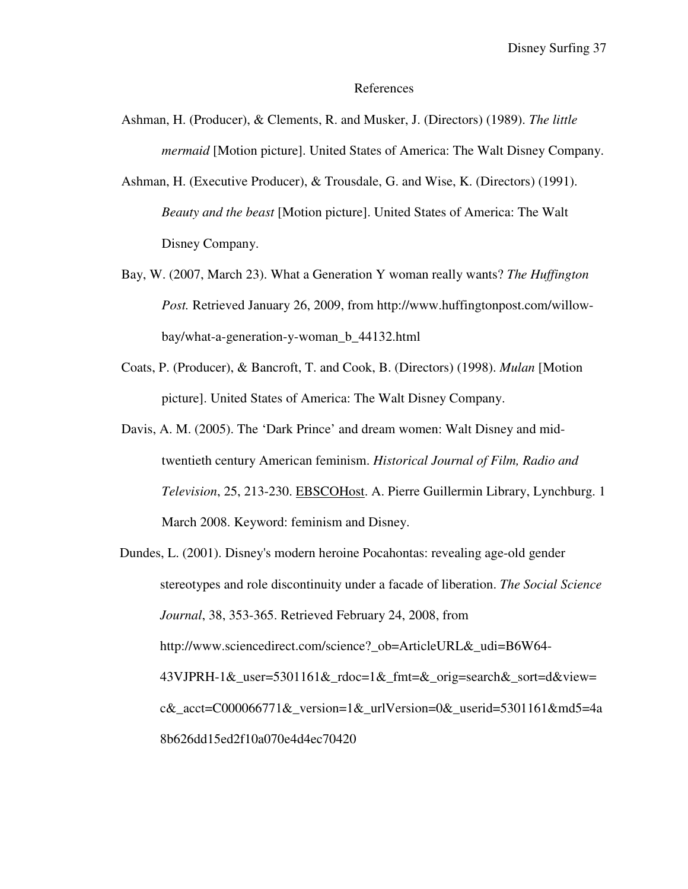# References

Ashman, H. (Producer), & Clements, R. and Musker, J. (Directors) (1989). *The little mermaid* [Motion picture]. United States of America: The Walt Disney Company.

Ashman, H. (Executive Producer), & Trousdale, G. and Wise, K. (Directors) (1991). *Beauty and the beast* [Motion picture]. United States of America: The Walt Disney Company.

Bay, W. (2007, March 23). What a Generation Y woman really wants? *The Huffington Post.* Retrieved January 26, 2009, from http://www.huffingtonpost.com/willow-bay/what-a-generation-y-woman_b_44132.html

Coats, P. (Producer), & Bancroft, T. and Cook, B. (Directors) (1998). *Mulan* [Motion picture]. United States of America: The Walt Disney Company.

Davis, A. M. (2005). The 'Dark Prince' and dream women: Walt Disney and mid-twentieth century American feminism. *Historical Journal of Film, Radio and Television*, 25, 213-230. EBSCOHost. A. Pierre Guillermin Library, Lynchburg. 1 March 2008. Keyword: feminism and Disney.

Dundes, L. (2001). Disney's modern heroine Pocahontas: revealing age-old gender stereotypes and role discontinuity under a facade of liberation. *The Social Science Journal*, 38, 353-365. Retrieved February 24, 2008, from http://www.sciencedirect.com/science?_ob=ArticleURL&_udi=B6W64-43VJPRH-1&_user=5301161&_rdoc=1&_fmt=&_orig=search&_sort=d&view=c&_acct=C000066771&_version=1&_urlVersion=0&_userid=5301161&md5=4a8b626dd15ed2f10a070e4d4ec70420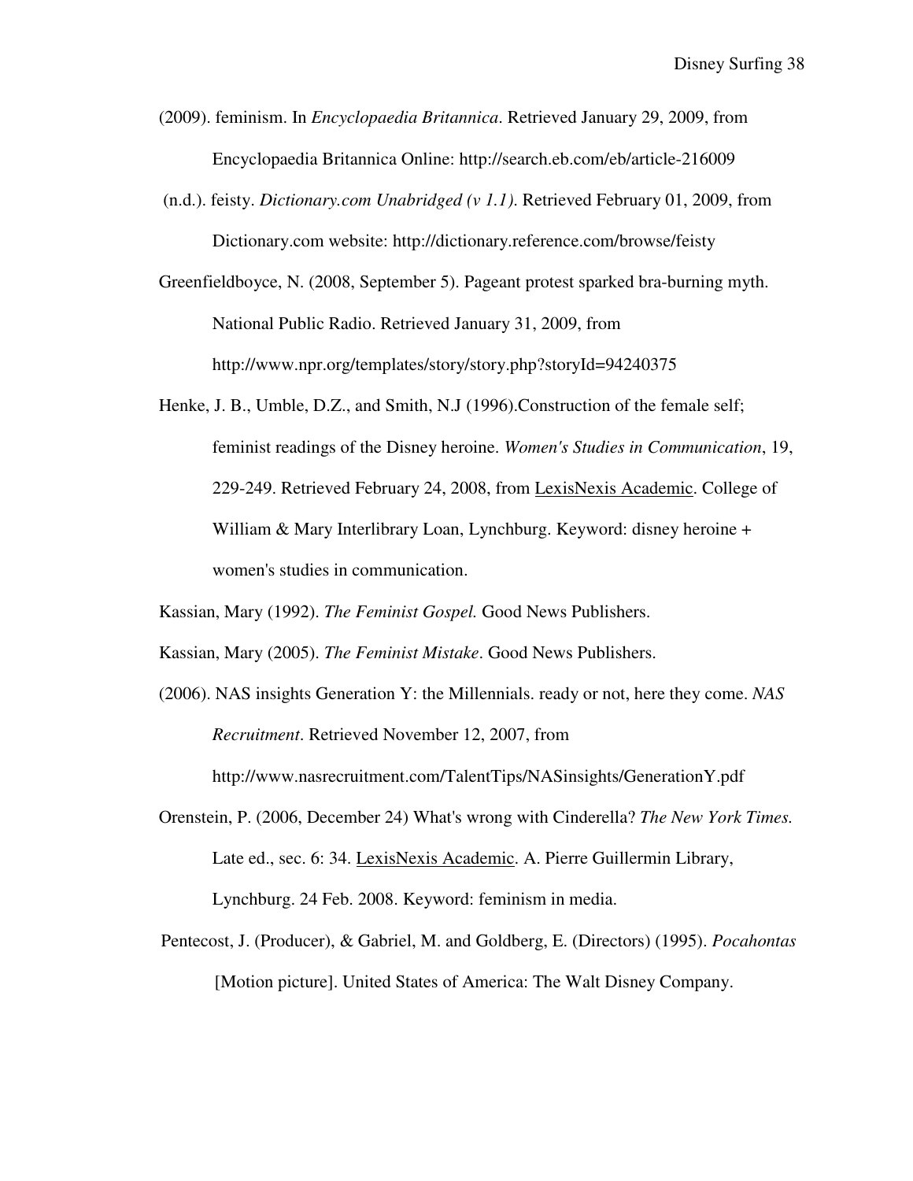(2009). feminism. In *Encyclopaedia Britannica*. Retrieved January 29, 2009, from Encyclopaedia Britannica Online: http://search.eb.com/eb/article-216009

(n.d.). feisty. *Dictionary.com Unabridged (v 1.1)*. Retrieved February 01, 2009, from Dictionary.com website: http://dictionary.reference.com/browse/feisty

Greenfieldboyce, N. (2008, September 5). Pageant protest sparked bra-burning myth. National Public Radio. Retrieved January 31, 2009, from http://www.npr.org/templates/story/story.php?storyId=94240375

Henke, J. B., Umble, D.Z., and Smith, N.J (1996).Construction of the female self; feminist readings of the Disney heroine. *Women's Studies in Communication*, 19, 229-249. Retrieved February 24, 2008, from LexisNexis Academic. College of William & Mary Interlibrary Loan, Lynchburg. Keyword: disney heroine + women's studies in communication.

Kassian, Mary (1992). *The Feminist Gospel.* Good News Publishers.

Kassian, Mary (2005). *The Feminist Mistake*. Good News Publishers.

(2006). NAS insights Generation Y: the Millennials. ready or not, here they come. *NAS Recruitment*. Retrieved November 12, 2007, from http://www.nasrecruitment.com/TalentTips/NASinsights/GenerationY.pdf

Orenstein, P. (2006, December 24) What's wrong with Cinderella? *The New York Times.* Late ed., sec. 6: 34. LexisNexis Academic. A. Pierre Guillermin Library, Lynchburg. 24 Feb. 2008. Keyword: feminism in media.

Pentecost, J. (Producer), & Gabriel, M. and Goldberg, E. (Directors) (1995). *Pocahontas* [Motion picture]. United States of America: The Walt Disney Company.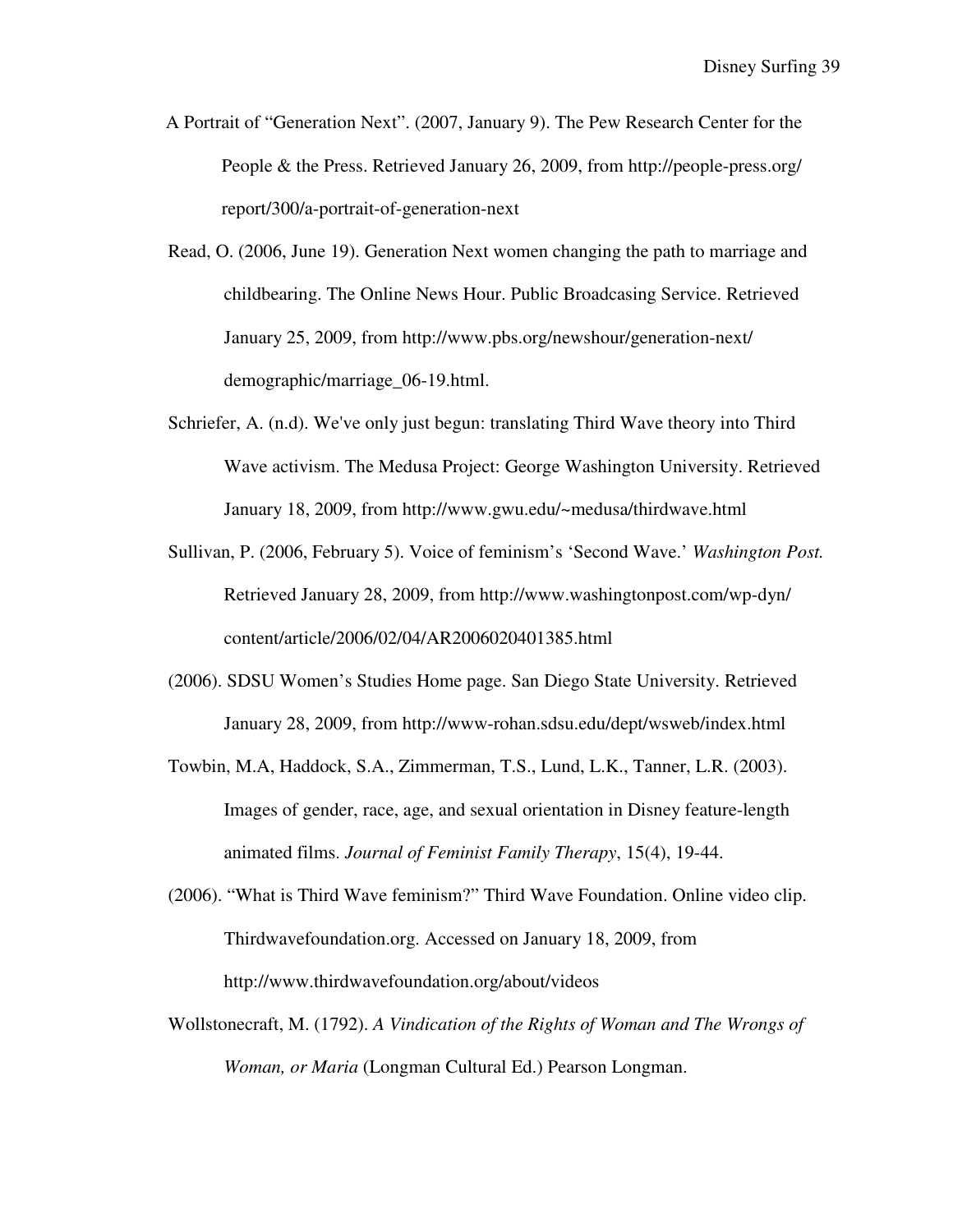A Portrait of "Generation Next". (2007, January 9). The Pew Research Center for the People & the Press. Retrieved January 26, 2009, from http://people-press.org/ report/300/a-portrait-of-generation-next

Read, O. (2006, June 19). Generation Next women changing the path to marriage and childbearing. The Online News Hour. Public Broadcasing Service. Retrieved January 25, 2009, from http://www.pbs.org/newshour/generation-next/ demographic/marriage_06-19.html.

Schriefer, A. (n.d). We've only just begun: translating Third Wave theory into Third Wave activism. The Medusa Project: George Washington University. Retrieved January 18, 2009, from http://www.gwu.edu/~medusa/thirdwave.html

Sullivan, P. (2006, February 5). Voice of feminism's 'Second Wave.' *Washington Post.* Retrieved January 28, 2009, from http://www.washingtonpost.com/wp-dyn/ content/article/2006/02/04/AR2006020401385.html

(2006). SDSU Women's Studies Home page. San Diego State University. Retrieved January 28, 2009, from http://www-rohan.sdsu.edu/dept/wsweb/index.html

Towbin, M.A, Haddock, S.A., Zimmerman, T.S., Lund, L.K., Tanner, L.R. (2003). Images of gender, race, age, and sexual orientation in Disney feature-length animated films. *Journal of Feminist Family Therapy*, 15(4), 19-44.

(2006). "What is Third Wave feminism?" Third Wave Foundation. Online video clip. Thirdwavefoundation.org. Accessed on January 18, 2009, from http://www.thirdwavefoundation.org/about/videos

Wollstonecraft, M. (1792). *A Vindication of the Rights of Woman and The Wrongs of Woman, or Maria* (Longman Cultural Ed.) Pearson Longman.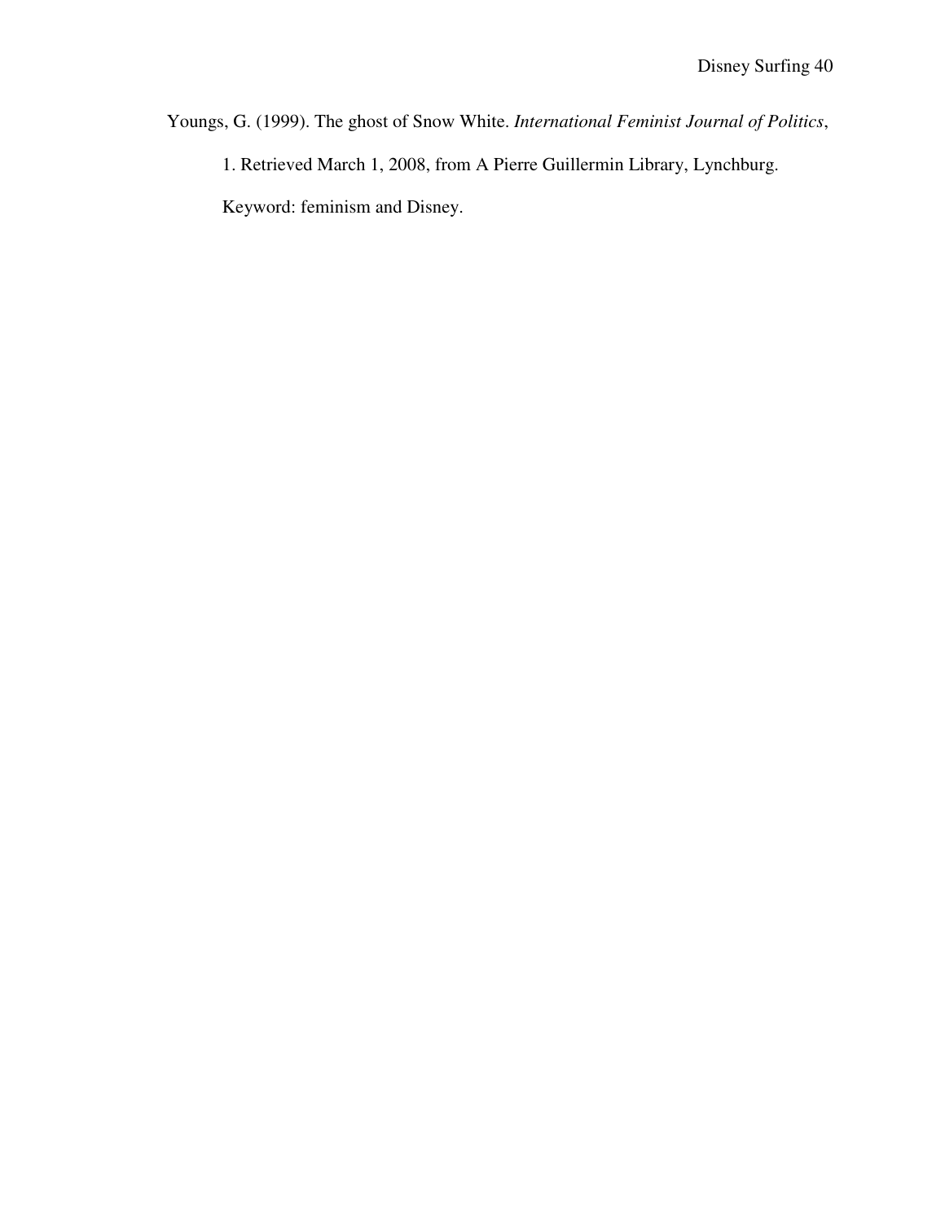Youngs, G. (1999). The ghost of Snow White. *International Feminist Journal of Politics*, 1. Retrieved March 1, 2008, from A Pierre Guillermin Library, Lynchburg. Keyword: feminism and Disney.